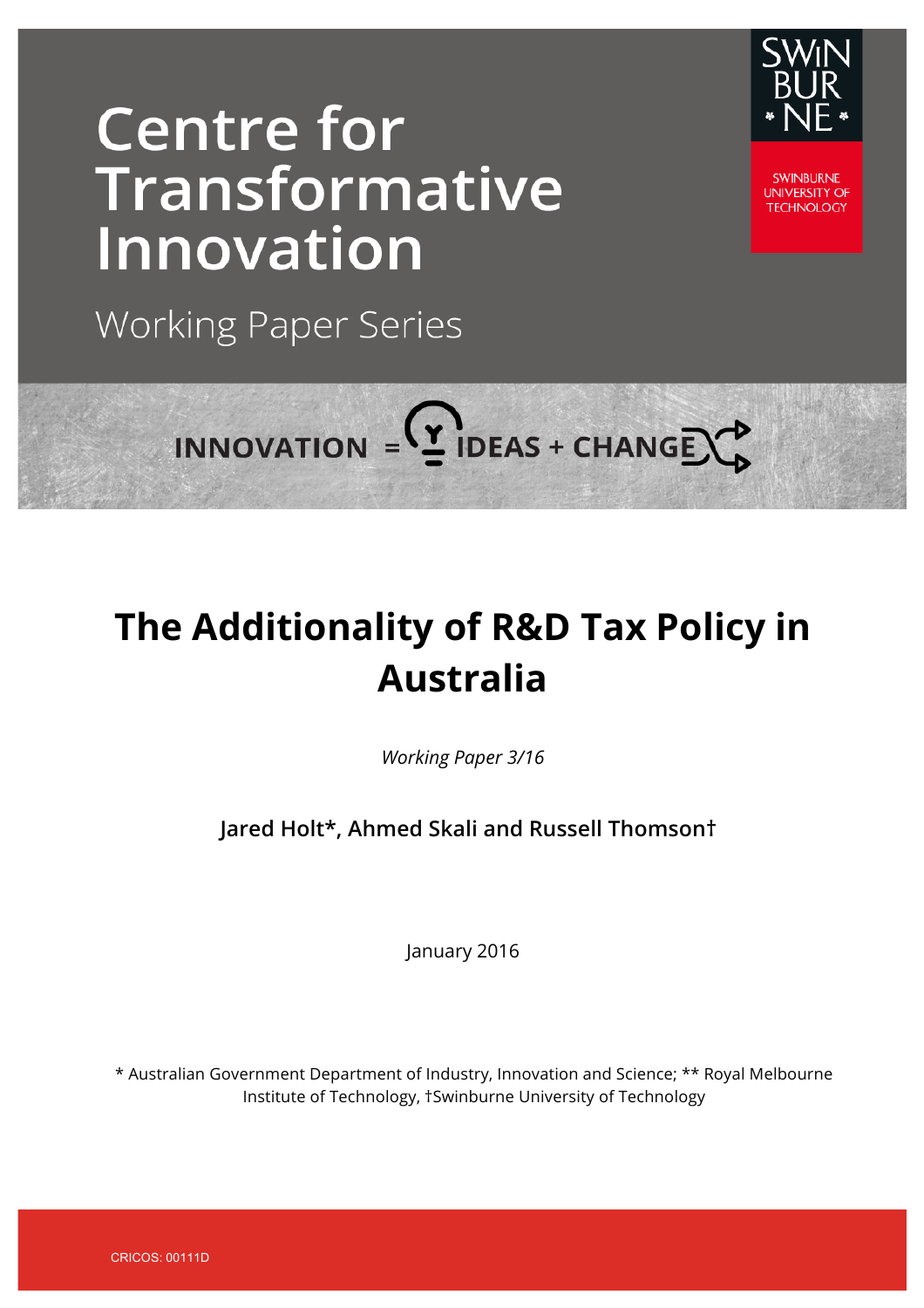# Centre for Transformative Innovation

Working Paper Series

INNOVATION = IDEAS + CHANGE

# The Additionality of R&D Tax Policy in Australia

*Working Paper 3/16*

**Jared Holt*, Ahmed Skali and Russell Thomson†**

January 2016

* Australian Government Department of Industry, Innovation and Science; ** Royal Melbourne Institute of Technology, †Swinburne University of Technology

CRICOS: 00111D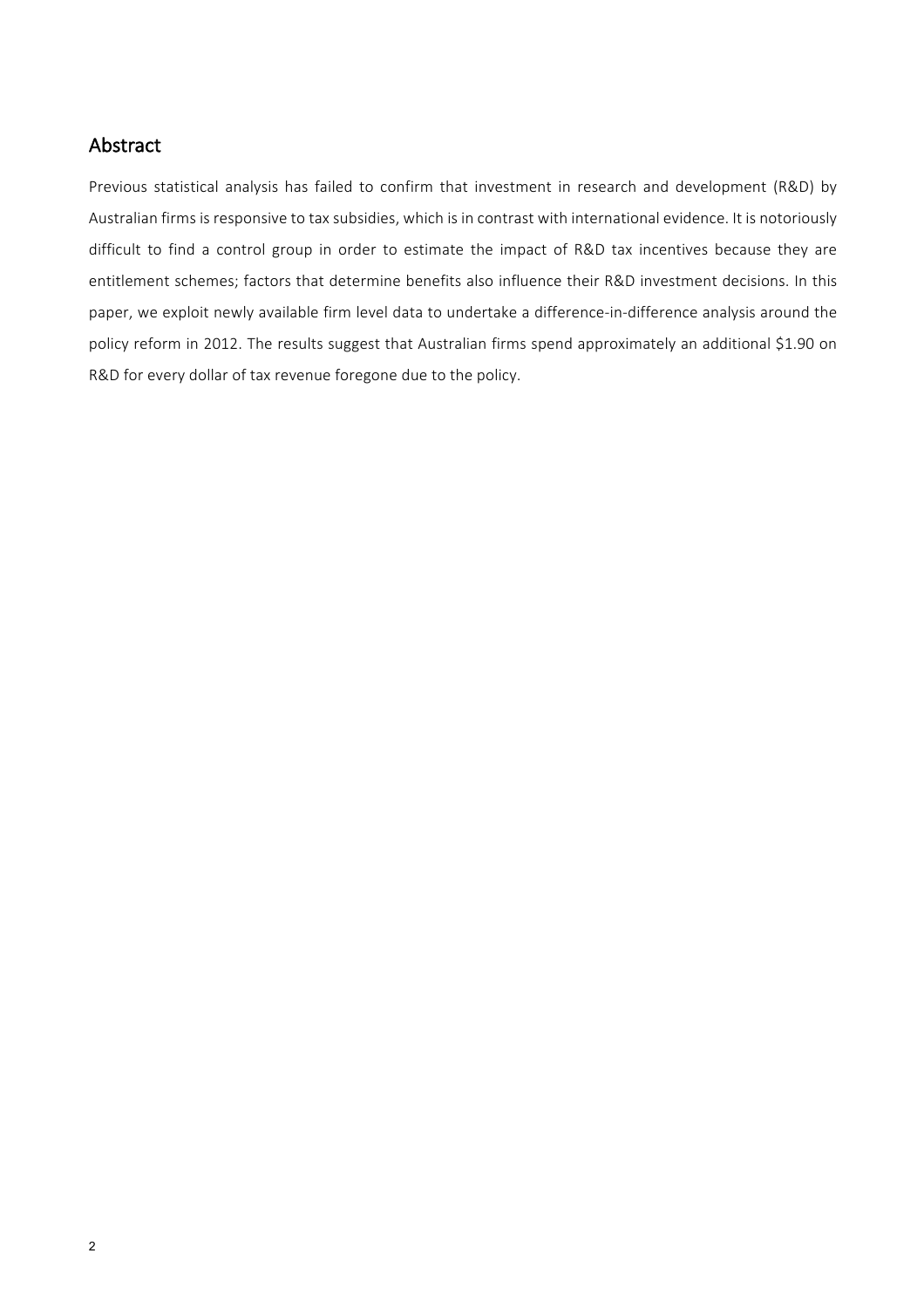## Abstract

Previous statistical analysis has failed to confirm that investment in research and development (R&D) by Australian firms is responsive to tax subsidies, which is in contrast with international evidence. It is notoriously difficult to find a control group in order to estimate the impact of R&D tax incentives because they are entitlement schemes; factors that determine benefits also influence their R&D investment decisions. In this paper, we exploit newly available firm level data to undertake a difference-in-difference analysis around the policy reform in 2012. The results suggest that Australian firms spend approximately an additional $1.90 on R&D for every dollar of tax revenue foregone due to the policy.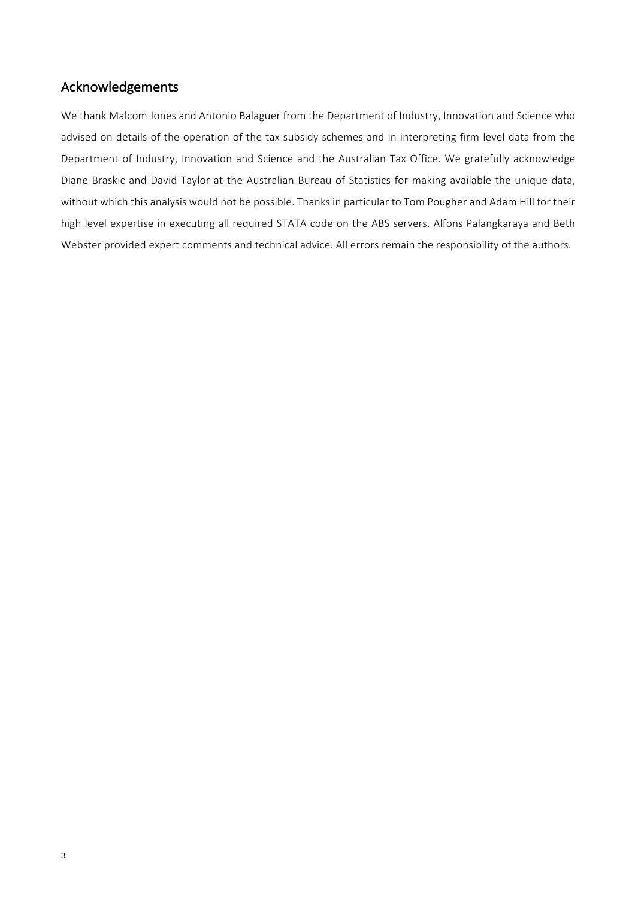## Acknowledgements

We thank Malcom Jones and Antonio Balaguer from the Department of Industry, Innovation and Science who advised on details of the operation of the tax subsidy schemes and in interpreting firm level data from the Department of Industry, Innovation and Science and the Australian Tax Office. We gratefully acknowledge Diane Braskic and David Taylor at the Australian Bureau of Statistics for making available the unique data, without which this analysis would not be possible. Thanks in particular to Tom Pougher and Adam Hill for their high level expertise in executing all required STATA code on the ABS servers. Alfons Palangkaraya and Beth Webster provided expert comments and technical advice. All errors remain the responsibility of the authors.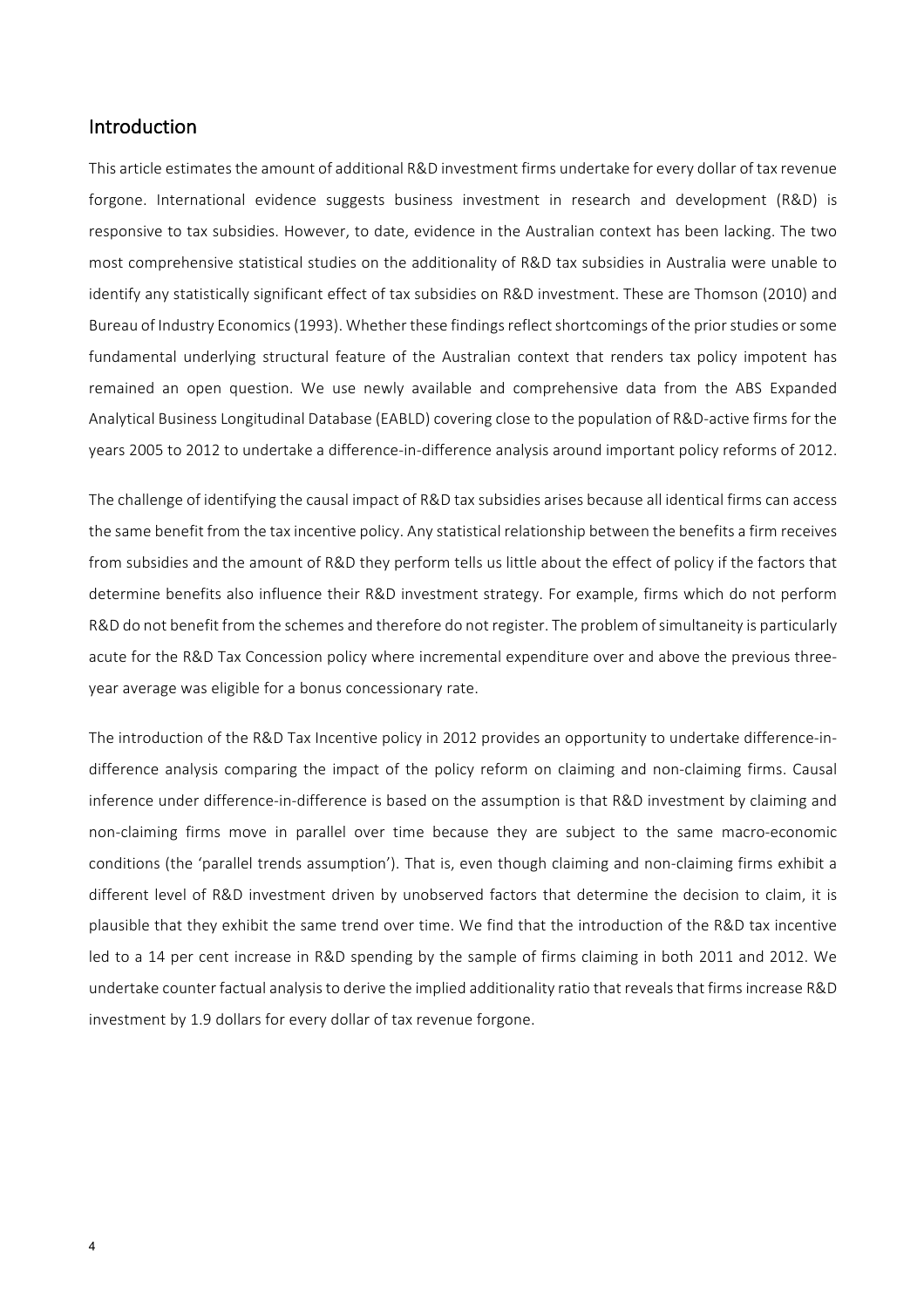## Introduction

This article estimates the amount of additional R&D investment firms undertake for every dollar of tax revenue forgone. International evidence suggests business investment in research and development (R&D) is responsive to tax subsidies. However, to date, evidence in the Australian context has been lacking. The two most comprehensive statistical studies on the additionality of R&D tax subsidies in Australia were unable to identify any statistically significant effect of tax subsidies on R&D investment. These are Thomson (2010) and Bureau of Industry Economics (1993). Whether these findings reflect shortcomings of the prior studies or some fundamental underlying structural feature of the Australian context that renders tax policy impotent has remained an open question. We use newly available and comprehensive data from the ABS Expanded Analytical Business Longitudinal Database (EABLD) covering close to the population of R&D-active firms for the years 2005 to 2012 to undertake a difference-in-difference analysis around important policy reforms of 2012.

The challenge of identifying the causal impact of R&D tax subsidies arises because all identical firms can access the same benefit from the tax incentive policy. Any statistical relationship between the benefits a firm receives from subsidies and the amount of R&D they perform tells us little about the effect of policy if the factors that determine benefits also influence their R&D investment strategy. For example, firms which do not perform R&D do not benefit from the schemes and therefore do not register. The problem of simultaneity is particularly acute for the R&D Tax Concession policy where incremental expenditure over and above the previous three-year average was eligible for a bonus concessionary rate.

The introduction of the R&D Tax Incentive policy in 2012 provides an opportunity to undertake difference-in-difference analysis comparing the impact of the policy reform on claiming and non-claiming firms. Causal inference under difference-in-difference is based on the assumption is that R&D investment by claiming and non-claiming firms move in parallel over time because they are subject to the same macro-economic conditions (the 'parallel trends assumption'). That is, even though claiming and non-claiming firms exhibit a different level of R&D investment driven by unobserved factors that determine the decision to claim, it is plausible that they exhibit the same trend over time. We find that the introduction of the R&D tax incentive led to a 14 per cent increase in R&D spending by the sample of firms claiming in both 2011 and 2012. We undertake counter factual analysis to derive the implied additionality ratio that reveals that firms increase R&D investment by 1.9 dollars for every dollar of tax revenue forgone.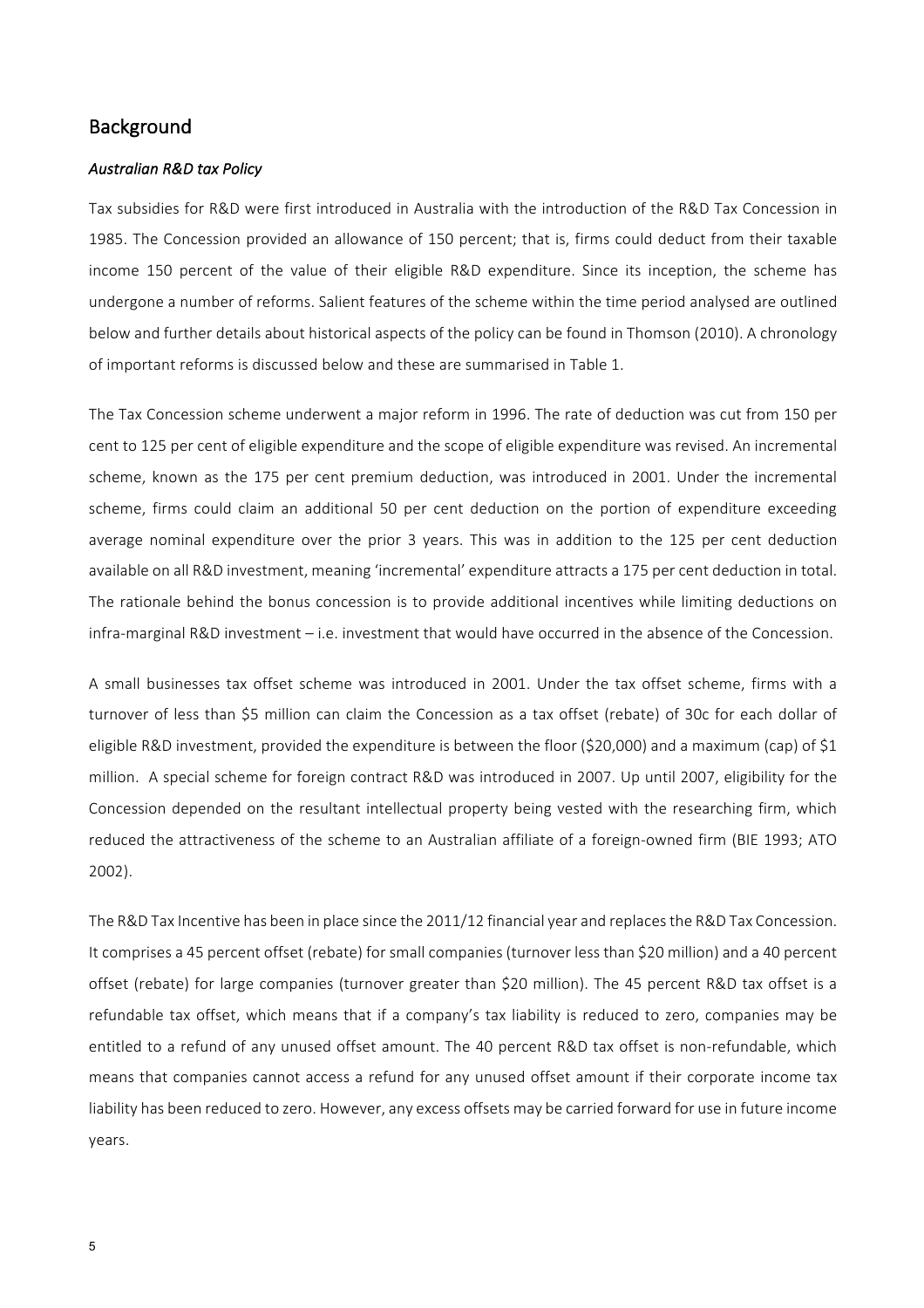## Background

### *Australian R&D tax Policy*

Tax subsidies for R&D were first introduced in Australia with the introduction of the R&D Tax Concession in 1985. The Concession provided an allowance of 150 percent; that is, firms could deduct from their taxable income 150 percent of the value of their eligible R&D expenditure. Since its inception, the scheme has undergone a number of reforms. Salient features of the scheme within the time period analysed are outlined below and further details about historical aspects of the policy can be found in Thomson (2010). A chronology of important reforms is discussed below and these are summarised in Table 1.

The Tax Concession scheme underwent a major reform in 1996. The rate of deduction was cut from 150 per cent to 125 per cent of eligible expenditure and the scope of eligible expenditure was revised. An incremental scheme, known as the 175 per cent premium deduction, was introduced in 2001. Under the incremental scheme, firms could claim an additional 50 per cent deduction on the portion of expenditure exceeding average nominal expenditure over the prior 3 years. This was in addition to the 125 per cent deduction available on all R&D investment, meaning 'incremental' expenditure attracts a 175 per cent deduction in total. The rationale behind the bonus concession is to provide additional incentives while limiting deductions on infra-marginal R&D investment – i.e. investment that would have occurred in the absence of the Concession.

A small businesses tax offset scheme was introduced in 2001. Under the tax offset scheme, firms with a turnover of less than $5 million can claim the Concession as a tax offset (rebate) of 30c for each dollar of eligible R&D investment, provided the expenditure is between the floor ($20,000) and a maximum (cap) of $1 million. A special scheme for foreign contract R&D was introduced in 2007. Up until 2007, eligibility for the Concession depended on the resultant intellectual property being vested with the researching firm, which reduced the attractiveness of the scheme to an Australian affiliate of a foreign-owned firm (BIE 1993; ATO 2002).

The R&D Tax Incentive has been in place since the 2011/12 financial year and replaces the R&D Tax Concession. It comprises a 45 percent offset (rebate) for small companies (turnover less than $20 million) and a 40 percent offset (rebate) for large companies (turnover greater than $20 million). The 45 percent R&D tax offset is a refundable tax offset, which means that if a company's tax liability is reduced to zero, companies may be entitled to a refund of any unused offset amount. The 40 percent R&D tax offset is non-refundable, which means that companies cannot access a refund for any unused offset amount if their corporate income tax liability has been reduced to zero. However, any excess offsets may be carried forward for use in future income years.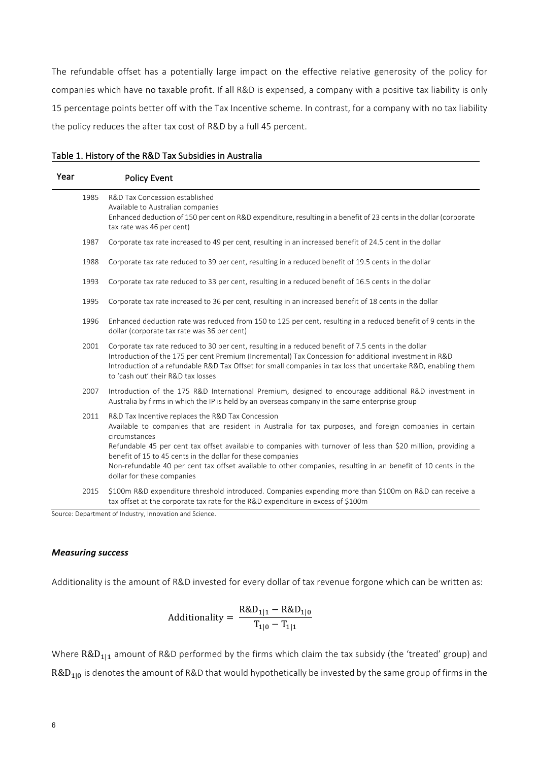The refundable offset has a potentially large impact on the effective relative generosity of the policy for companies which have no taxable profit. If all R&D is expensed, a company with a positive tax liability is only 15 percentage points better off with the Tax Incentive scheme. In contrast, for a company with no tax liability the policy reduces the after tax cost of R&D by a full 45 percent.

Table 1. History of the R&D Tax Subsidies in Australia

| Year | Policy Event |
|---|---|
| 1985 | R&D Tax Concession established<br>Available to Australian companies<br>Enhanced deduction of 150 per cent on R&D expenditure, resulting in a benefit of 23 cents in the dollar (corporate tax rate was 46 per cent) |
| 1987 | Corporate tax rate increased to 49 per cent, resulting in an increased benefit of 24.5 cent in the dollar |
| 1988 | Corporate tax rate reduced to 39 per cent, resulting in a reduced benefit of 19.5 cents in the dollar |
| 1993 | Corporate tax rate reduced to 33 per cent, resulting in a reduced benefit of 16.5 cents in the dollar |
| 1995 | Corporate tax rate increased to 36 per cent, resulting in an increased benefit of 18 cents in the dollar |
| 1996 | Enhanced deduction rate was reduced from 150 to 125 per cent, resulting in a reduced benefit of 9 cents in the dollar (corporate tax rate was 36 per cent) |
| 2001 | Corporate tax rate reduced to 30 per cent, resulting in a reduced benefit of 7.5 cents in the dollar<br>Introduction of the 175 per cent Premium (Incremental) Tax Concession for additional investment in R&D<br>Introduction of a refundable R&D Tax Offset for small companies in tax loss that undertake R&D, enabling them to 'cash out' their R&D tax losses |
| 2007 | Introduction of the 175 R&D International Premium, designed to encourage additional R&D investment in Australia by firms in which the IP is held by an overseas company in the same enterprise group |
| 2011 | R&D Tax Incentive replaces the R&D Tax Concession<br>Available to companies that are resident in Australia for tax purposes, and foreign companies in certain circumstances<br>Refundable 45 per cent tax offset available to companies with turnover of less than $20 million, providing a benefit of 15 to 45 cents in the dollar for these companies<br>Non-refundable 40 per cent tax offset available to other companies, resulting in an benefit of 10 cents in the dollar for these companies |
| 2015 | $100m R&D expenditure threshold introduced. Companies expending more than $100m on R&D can receive a tax offset at the corporate tax rate for the R&D expenditure in excess of $100m |

Source: Department of Industry, Innovation and Science.

### *Measuring success*

Additionality is the amount of R&D invested for every dollar of tax revenue forgone which can be written as:

$$\text{Additionality} = \frac{\text{R\&D}_{1|1} - \text{R\&D}_{1|0}}{\text{T}_{1|0} - \text{T}_{1|1}}$$

Where $\text{R\&D}_{1|1}$ amount of R&D performed by the firms which claim the tax subsidy (the 'treated' group) and $\text{R\&D}_{1|0}$ is denotes the amount of R&D that would hypothetically be invested by the same group of firms in the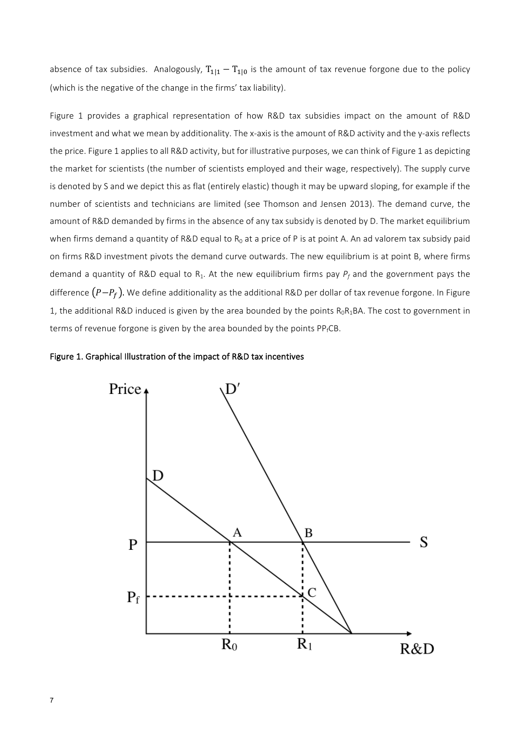absence of tax subsidies. Analogously, $T_{1|1} - T_{1|0}$ is the amount of tax revenue forgone due to the policy (which is the negative of the change in the firms' tax liability).

Figure 1 provides a graphical representation of how R&D tax subsidies impact on the amount of R&D investment and what we mean by additionality. The x-axis is the amount of R&D activity and the y-axis reflects the price. Figure 1 applies to all R&D activity, but for illustrative purposes, we can think of Figure 1 as depicting the market for scientists (the number of scientists employed and their wage, respectively). The supply curve is denoted by S and we depict this as flat (entirely elastic) though it may be upward sloping, for example if the number of scientists and technicians are limited (see Thomson and Jensen 2013). The demand curve, the amount of R&D demanded by firms in the absence of any tax subsidy is denoted by D. The market equilibrium when firms demand a quantity of R&D equal to $R_0$ at a price of P is at point A. An ad valorem tax subsidy paid on firms R&D investment pivots the demand curve outwards. The new equilibrium is at point B, where firms demand a quantity of R&D equal to $R_1$. At the new equilibrium firms pay $P_f$ and the government pays the difference $(P - P_f)$. We define additionality as the additional R&D per dollar of tax revenue forgone. In Figure 1, the additional R&D induced is given by the area bounded by the points $R_0R_1BA$. The cost to government in terms of revenue forgone is given by the area bounded by the points $PP_fCB$.

Figure 1. Graphical Illustration of the impact of R&D tax incentives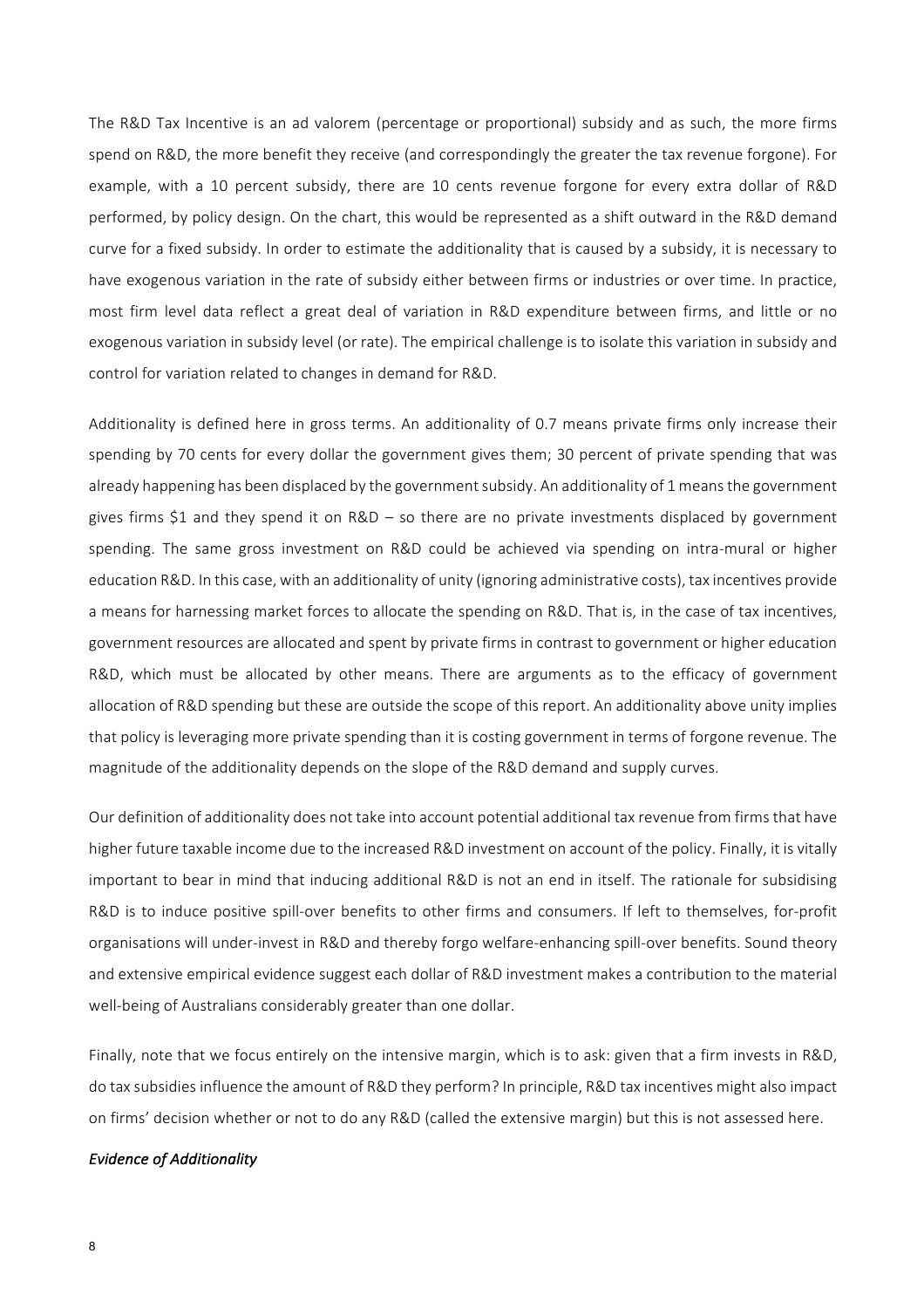The R&D Tax Incentive is an ad valorem (percentage or proportional) subsidy and as such, the more firms spend on R&D, the more benefit they receive (and correspondingly the greater the tax revenue forgone). For example, with a 10 percent subsidy, there are 10 cents revenue forgone for every extra dollar of R&D performed, by policy design. On the chart, this would be represented as a shift outward in the R&D demand curve for a fixed subsidy. In order to estimate the additionality that is caused by a subsidy, it is necessary to have exogenous variation in the rate of subsidy either between firms or industries or over time. In practice, most firm level data reflect a great deal of variation in R&D expenditure between firms, and little or no exogenous variation in subsidy level (or rate). The empirical challenge is to isolate this variation in subsidy and control for variation related to changes in demand for R&D.

Additionality is defined here in gross terms. An additionality of 0.7 means private firms only increase their spending by 70 cents for every dollar the government gives them; 30 percent of private spending that was already happening has been displaced by the government subsidy. An additionality of 1 means the government gives firms $1 and they spend it on R&D – so there are no private investments displaced by government spending. The same gross investment on R&D could be achieved via spending on intra-mural or higher education R&D. In this case, with an additionality of unity (ignoring administrative costs), tax incentives provide a means for harnessing market forces to allocate the spending on R&D. That is, in the case of tax incentives, government resources are allocated and spent by private firms in contrast to government or higher education R&D, which must be allocated by other means. There are arguments as to the efficacy of government allocation of R&D spending but these are outside the scope of this report. An additionality above unity implies that policy is leveraging more private spending than it is costing government in terms of forgone revenue. The magnitude of the additionality depends on the slope of the R&D demand and supply curves.

Our definition of additionality does not take into account potential additional tax revenue from firms that have higher future taxable income due to the increased R&D investment on account of the policy. Finally, it is vitally important to bear in mind that inducing additional R&D is not an end in itself. The rationale for subsidising R&D is to induce positive spill-over benefits to other firms and consumers. If left to themselves, for-profit organisations will under-invest in R&D and thereby forgo welfare-enhancing spill-over benefits. Sound theory and extensive empirical evidence suggest each dollar of R&D investment makes a contribution to the material well-being of Australians considerably greater than one dollar.

Finally, note that we focus entirely on the intensive margin, which is to ask: given that a firm invests in R&D, do tax subsidies influence the amount of R&D they perform? In principle, R&D tax incentives might also impact on firms' decision whether or not to do any R&D (called the extensive margin) but this is not assessed here.

*Evidence of Additionality*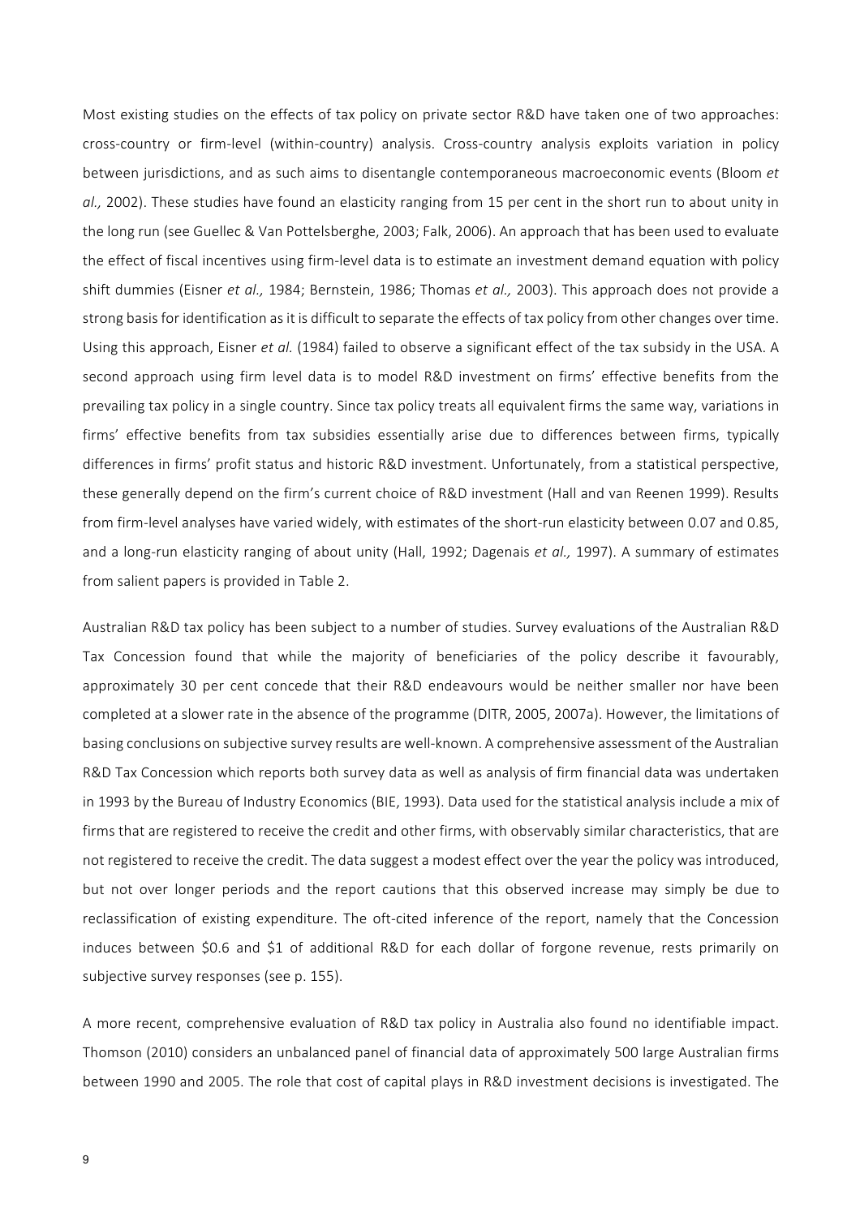Most existing studies on the effects of tax policy on private sector R&D have taken one of two approaches: cross-country or firm-level (within-country) analysis. Cross-country analysis exploits variation in policy between jurisdictions, and as such aims to disentangle contemporaneous macroeconomic events (Bloom *et al.,* 2002). These studies have found an elasticity ranging from 15 per cent in the short run to about unity in the long run (see Guellec & Van Pottelsberghe, 2003; Falk, 2006). An approach that has been used to evaluate the effect of fiscal incentives using firm-level data is to estimate an investment demand equation with policy shift dummies (Eisner *et al.,* 1984; Bernstein, 1986; Thomas *et al.,* 2003). This approach does not provide a strong basis for identification as it is difficult to separate the effects of tax policy from other changes over time. Using this approach, Eisner *et al.* (1984) failed to observe a significant effect of the tax subsidy in the USA. A second approach using firm level data is to model R&D investment on firms' effective benefits from the prevailing tax policy in a single country. Since tax policy treats all equivalent firms the same way, variations in firms' effective benefits from tax subsidies essentially arise due to differences between firms, typically differences in firms' profit status and historic R&D investment. Unfortunately, from a statistical perspective, these generally depend on the firm's current choice of R&D investment (Hall and van Reenen 1999). Results from firm-level analyses have varied widely, with estimates of the short-run elasticity between 0.07 and 0.85, and a long-run elasticity ranging of about unity (Hall, 1992; Dagenais *et al.,* 1997). A summary of estimates from salient papers is provided in Table 2.

Australian R&D tax policy has been subject to a number of studies. Survey evaluations of the Australian R&D Tax Concession found that while the majority of beneficiaries of the policy describe it favourably, approximately 30 per cent concede that their R&D endeavours would be neither smaller nor have been completed at a slower rate in the absence of the programme (DITR, 2005, 2007a). However, the limitations of basing conclusions on subjective survey results are well-known. A comprehensive assessment of the Australian R&D Tax Concession which reports both survey data as well as analysis of firm financial data was undertaken in 1993 by the Bureau of Industry Economics (BIE, 1993). Data used for the statistical analysis include a mix of firms that are registered to receive the credit and other firms, with observably similar characteristics, that are not registered to receive the credit. The data suggest a modest effect over the year the policy was introduced, but not over longer periods and the report cautions that this observed increase may simply be due to reclassification of existing expenditure. The oft-cited inference of the report, namely that the Concession induces between \$0.6 and \$1 of additional R&D for each dollar of forgone revenue, rests primarily on subjective survey responses (see p. 155).

A more recent, comprehensive evaluation of R&D tax policy in Australia also found no identifiable impact. Thomson (2010) considers an unbalanced panel of financial data of approximately 500 large Australian firms between 1990 and 2005. The role that cost of capital plays in R&D investment decisions is investigated. The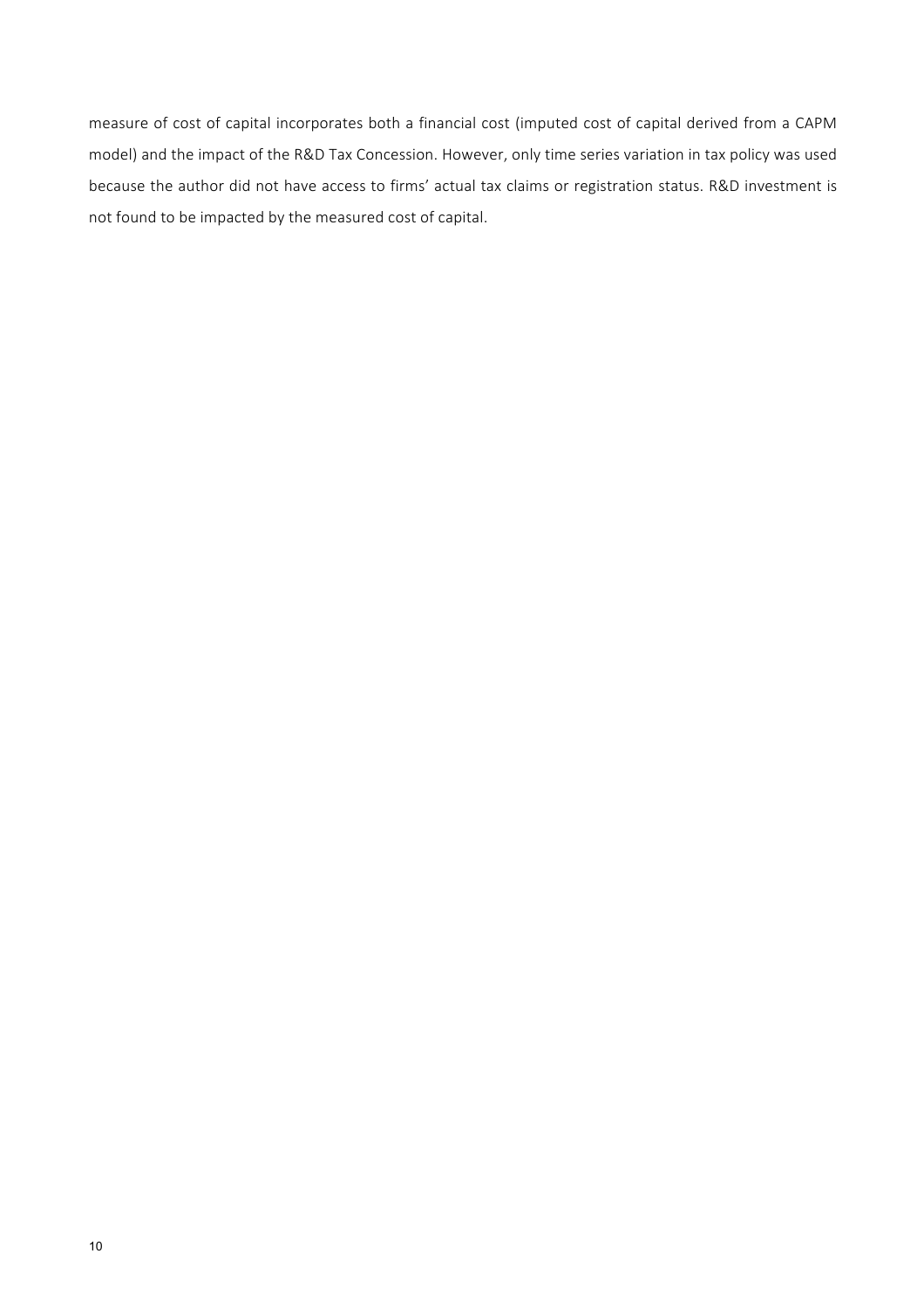measure of cost of capital incorporates both a financial cost (imputed cost of capital derived from a CAPM model) and the impact of the R&D Tax Concession. However, only time series variation in tax policy was used because the author did not have access to firms' actual tax claims or registration status. R&D investment is not found to be impacted by the measured cost of capital.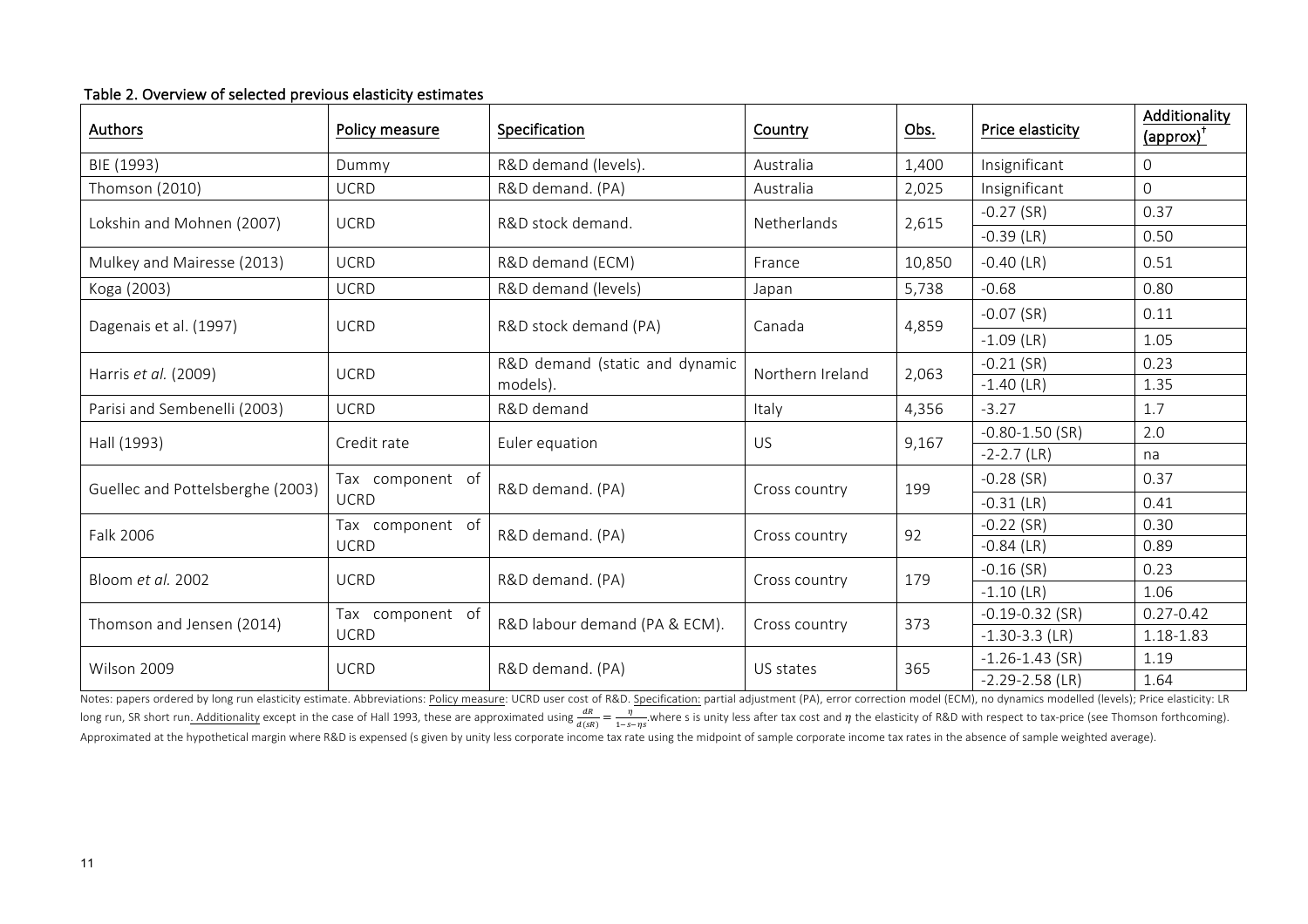Table 2. Overview of selected previous elasticity estimates

| Authors | Policy measure | Specification | Country | Obs. | Price elasticity | Additionality (approx)[†] |
|---|---|---|---|---|---|---|
| BIE (1993) | Dummy | R&D demand (levels). | Australia | 1,400 | Insignificant | 0 |
| Thomson (2010) | UCRD | R&D demand. (PA) | Australia | 2,025 | Insignificant | 0 |
| Lokshin and Mohnen (2007) | UCRD | R&D stock demand. | Netherlands | 2,615 | -0.27 (SR) | 0.37 |
| | | | | | -0.39 (LR) | 0.50 |
| Mulkey and Mairesse (2013) | UCRD | R&D demand (ECM) | France | 10,850 | -0.40 (LR) | 0.51 |
| Koga (2003) | UCRD | R&D demand (levels) | Japan | 5,738 | -0.68 | 0.80 |
| Dagenais et al. (1997) | UCRD | R&D stock demand (PA) | Canada | 4,859 | -0.07 (SR) | 0.11 |
| | | | | | -1.09 (LR) | 1.05 |
| Harris *et al.* (2009) | UCRD | R&D demand (static and dynamic models). | Northern Ireland | 2,063 | -0.21 (SR) | 0.23 |
| | | | | | -1.40 (LR) | 1.35 |
| Parisi and Sembenelli (2003) | UCRD | R&D demand | Italy | 4,356 | -3.27 | 1.7 |
| Hall (1993) | Credit rate | Euler equation | US | 9,167 | -0.80-1.50 (SR) | 2.0 |
| | | | | | -2-2.7 (LR) | na |
| Guellec and Pottelsberghe (2003) | Tax component of UCRD | R&D demand. (PA) | Cross country | 199 | -0.28 (SR) | 0.37 |
| | | | | | -0.31 (LR) | 0.41 |
| Falk 2006 | Tax component of UCRD | R&D demand. (PA) | Cross country | 92 | -0.22 (SR) | 0.30 |
| | | | | | -0.84 (LR) | 0.89 |
| Bloom *et al.* 2002 | UCRD | R&D demand. (PA) | Cross country | 179 | -0.16 (SR) | 0.23 |
| | | | | | -1.10 (LR) | 1.06 |
| Thomson and Jensen (2014) | Tax component of UCRD | R&D labour demand (PA & ECM). | Cross country | 373 | -0.19-0.32 (SR) | 0.27-0.42 |
| | | | | | -1.30-3.3 (LR) | 1.18-1.83 |
| Wilson 2009 | UCRD | R&D demand. (PA) | US states | 365 | -1.26-1.43 (SR) | 1.19 |
| | | | | | -2.29-2.58 (LR) | 1.64 |

Notes: papers ordered by long run elasticity estimate. Abbreviations: Policy measure: UCRD user cost of R&D. Specification: partial adjustment (PA), error correction model (ECM), no dynamics modelled (levels); Price elasticity: LR long run, SR short run. Additionality except in the case of Hall 1993, these are approximated using $\frac{dR}{d(sR)} = \frac{\eta}{1-s-\eta s}$.where s is unity less after tax cost and $\eta$ the elasticity of R&D with respect to tax-price (see Thomson forthcoming). Approximated at the hypothetical margin where R&D is expensed (s given by unity less corporate income tax rate using the midpoint of sample corporate income tax rates in the absence of sample weighted average).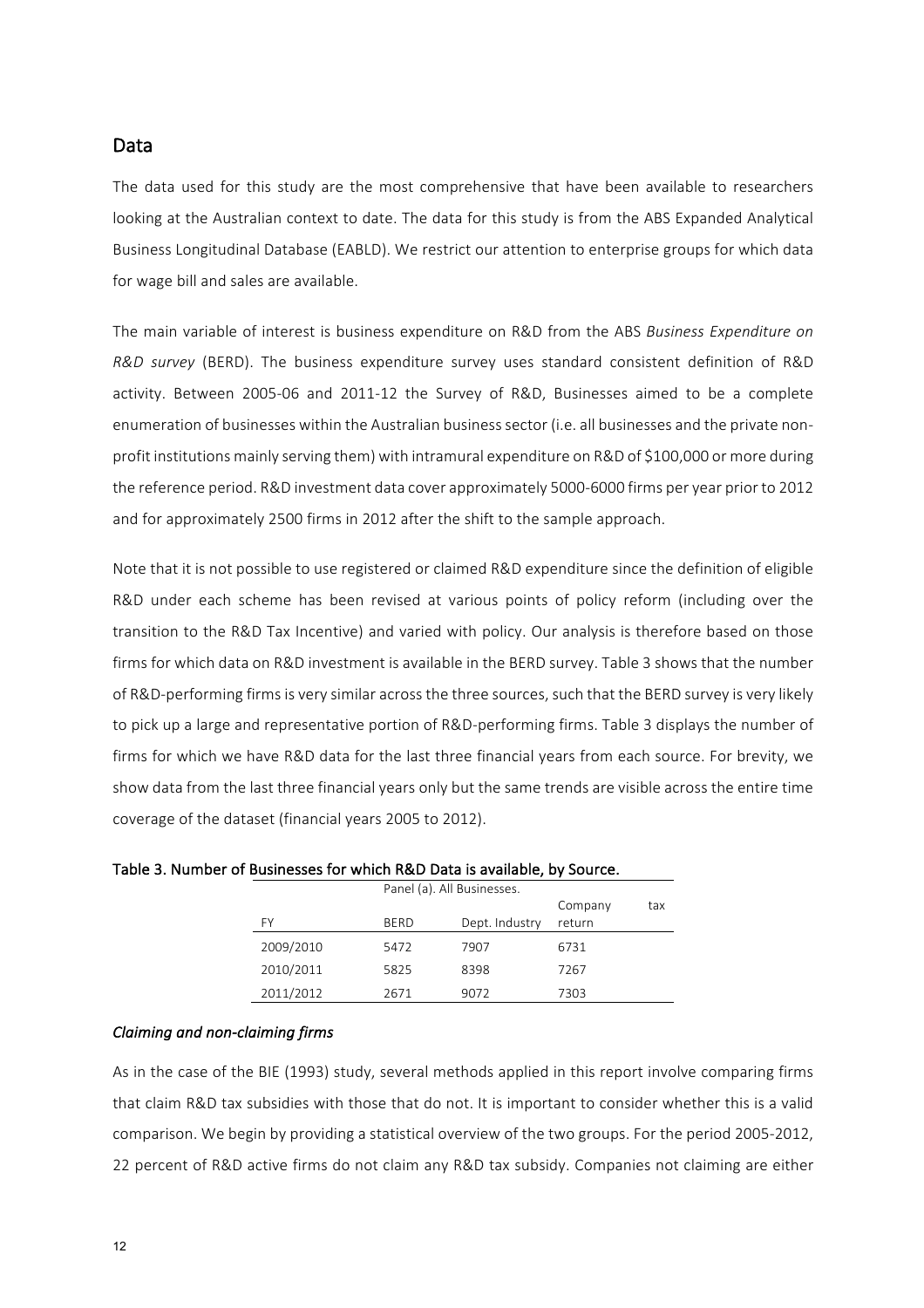## Data

The data used for this study are the most comprehensive that have been available to researchers looking at the Australian context to date. The data for this study is from the ABS Expanded Analytical Business Longitudinal Database (EABLD). We restrict our attention to enterprise groups for which data for wage bill and sales are available.

The main variable of interest is business expenditure on R&D from the ABS *Business Expenditure on R&D survey* (BERD). The business expenditure survey uses standard consistent definition of R&D activity. Between 2005-06 and 2011-12 the Survey of R&D, Businesses aimed to be a complete enumeration of businesses within the Australian business sector (i.e. all businesses and the private non-profit institutions mainly serving them) with intramural expenditure on R&D of $100,000 or more during the reference period. R&D investment data cover approximately 5000-6000 firms per year prior to 2012 and for approximately 2500 firms in 2012 after the shift to the sample approach.

Note that it is not possible to use registered or claimed R&D expenditure since the definition of eligible R&D under each scheme has been revised at various points of policy reform (including over the transition to the R&D Tax Incentive) and varied with policy. Our analysis is therefore based on those firms for which data on R&D investment is available in the BERD survey. Table 3 shows that the number of R&D-performing firms is very similar across the three sources, such that the BERD survey is very likely to pick up a large and representative portion of R&D-performing firms. Table 3 displays the number of firms for which we have R&D data for the last three financial years from each source. For brevity, we show data from the last three financial years only but the same trends are visible across the entire time coverage of the dataset (financial years 2005 to 2012).

**Table 3. Number of Businesses for which R&D Data is available, by Source.**

| | Panel (a). All Businesses. | | |
|---|---|---|---|
| FY | BERD | Dept. Industry | Company tax return |
| 2009/2010 | 5472 | 7907 | 6731 |
| 2010/2011 | 5825 | 8398 | 7267 |
| 2011/2012 | 2671 | 9072 | 7303 |

### *Claiming and non-claiming firms*

As in the case of the BIE (1993) study, several methods applied in this report involve comparing firms that claim R&D tax subsidies with those that do not. It is important to consider whether this is a valid comparison. We begin by providing a statistical overview of the two groups. For the period 2005-2012, 22 percent of R&D active firms do not claim any R&D tax subsidy. Companies not claiming are either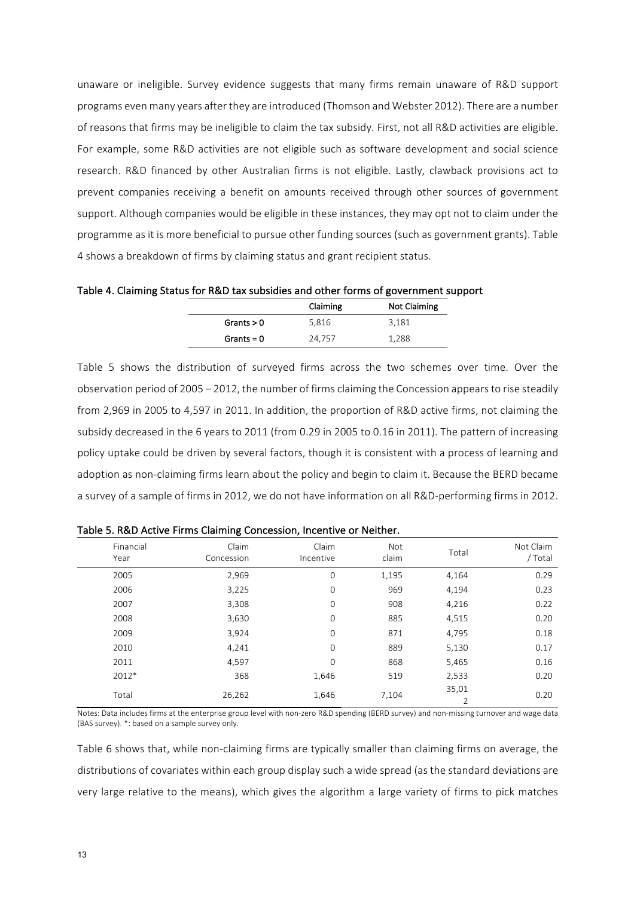unaware or ineligible. Survey evidence suggests that many firms remain unaware of R&D support programs even many years after they are introduced (Thomson and Webster 2012). There are a number of reasons that firms may be ineligible to claim the tax subsidy. First, not all R&D activities are eligible. For example, some R&D activities are not eligible such as software development and social science research. R&D financed by other Australian firms is not eligible. Lastly, clawback provisions act to prevent companies receiving a benefit on amounts received through other sources of government support. Although companies would be eligible in these instances, they may opt not to claim under the programme as it is more beneficial to pursue other funding sources (such as government grants). Table 4 shows a breakdown of firms by claiming status and grant recipient status.

**Table 4. Claiming Status for R&D tax subsidies and other forms of government support**

| | Claiming | Not Claiming |
|---|---|---|
| Grants > 0 | 5,816 | 3,181 |
| Grants = 0 | 24,757 | 1,288 |

Table 5 shows the distribution of surveyed firms across the two schemes over time. Over the observation period of 2005 – 2012, the number of firms claiming the Concession appears to rise steadily from 2,969 in 2005 to 4,597 in 2011. In addition, the proportion of R&D active firms, not claiming the subsidy decreased in the 6 years to 2011 (from 0.29 in 2005 to 0.16 in 2011). The pattern of increasing policy uptake could be driven by several factors, though it is consistent with a process of learning and adoption as non-claiming firms learn about the policy and begin to claim it. Because the BERD became a survey of a sample of firms in 2012, we do not have information on all R&D-performing firms in 2012.

**Table 5. R&D Active Firms Claiming Concession, Incentive or Neither.**

| Financial Year | Claim Concession | Claim Incentive | Not claim | Total | Not Claim / Total |
|---|---|---|---|---|---|
| 2005 | 2,969 | 0 | 1,195 | 4,164 | 0.29 |
| 2006 | 3,225 | 0 | 969 | 4,194 | 0.23 |
| 2007 | 3,308 | 0 | 908 | 4,216 | 0.22 |
| 2008 | 3,630 | 0 | 885 | 4,515 | 0.20 |
| 2009 | 3,924 | 0 | 871 | 4,795 | 0.18 |
| 2010 | 4,241 | 0 | 889 | 5,130 | 0.17 |
| 2011 | 4,597 | 0 | 868 | 5,465 | 0.16 |
| 2012* | 368 | 1,646 | 519 | 2,533 | 0.20 |
| Total | 26,262 | 1,646 | 7,104 | 35,012 | 0.20 |

Notes: Data includes firms at the enterprise group level with non-zero R&D spending (BERD survey) and non-missing turnover and wage data (BAS survey). *: based on a sample survey only.

Table 6 shows that, while non-claiming firms are typically smaller than claiming firms on average, the distributions of covariates within each group display such a wide spread (as the standard deviations are very large relative to the means), which gives the algorithm a large variety of firms to pick matches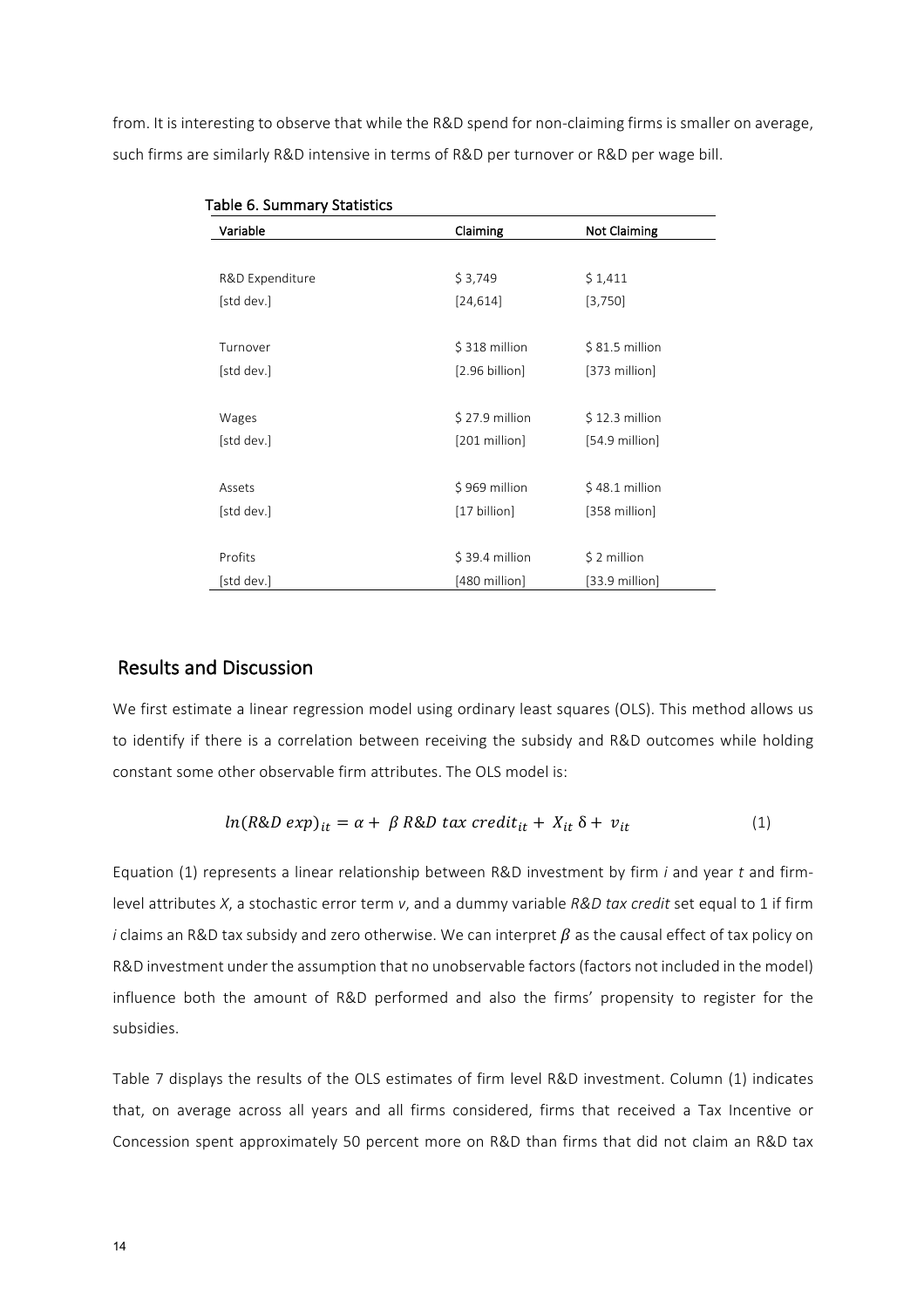from. It is interesting to observe that while the R&D spend for non-claiming firms is smaller on average, such firms are similarly R&D intensive in terms of R&D per turnover or R&D per wage bill.

Table 6. Summary Statistics

| Variable | Claiming | Not Claiming |
|---|---|---|
| R&D Expenditure | $ 3,749 | $ 1,411 |
| [std dev.] | [24,614] | [3,750] |
| Turnover | $ 318 million | $ 81.5 million |
| [std dev.] | [2.96 billion] | [373 million] |
| Wages | $ 27.9 million | $ 12.3 million |
| [std dev.] | [201 million] | [54.9 million] |
| Assets | $ 969 million | $ 48.1 million |
| [std dev.] | [17 billion] | [358 million] |
| Profits | $ 39.4 million | $ 2 million |
| [std dev.] | [480 million] | [33.9 million] |

## Results and Discussion

We first estimate a linear regression model using ordinary least squares (OLS). This method allows us to identify if there is a correlation between receiving the subsidy and R&D outcomes while holding constant some other observable firm attributes. The OLS model is:

$$ln(R\&D\ exp)_{it} = \alpha + \beta\ R\&D\ tax\ credit_{it} + X_{it}\,\delta + v_{it} \tag{1}$$

Equation (1) represents a linear relationship between R&D investment by firm *i* and year *t* and firm-level attributes *X*, a stochastic error term *v*, and a dummy variable *R&D tax credit* set equal to 1 if firm *i* claims an R&D tax subsidy and zero otherwise. We can interpret $\beta$ as the causal effect of tax policy on R&D investment under the assumption that no unobservable factors (factors not included in the model) influence both the amount of R&D performed and also the firms' propensity to register for the subsidies.

Table 7 displays the results of the OLS estimates of firm level R&D investment. Column (1) indicates that, on average across all years and all firms considered, firms that received a Tax Incentive or Concession spent approximately 50 percent more on R&D than firms that did not claim an R&D tax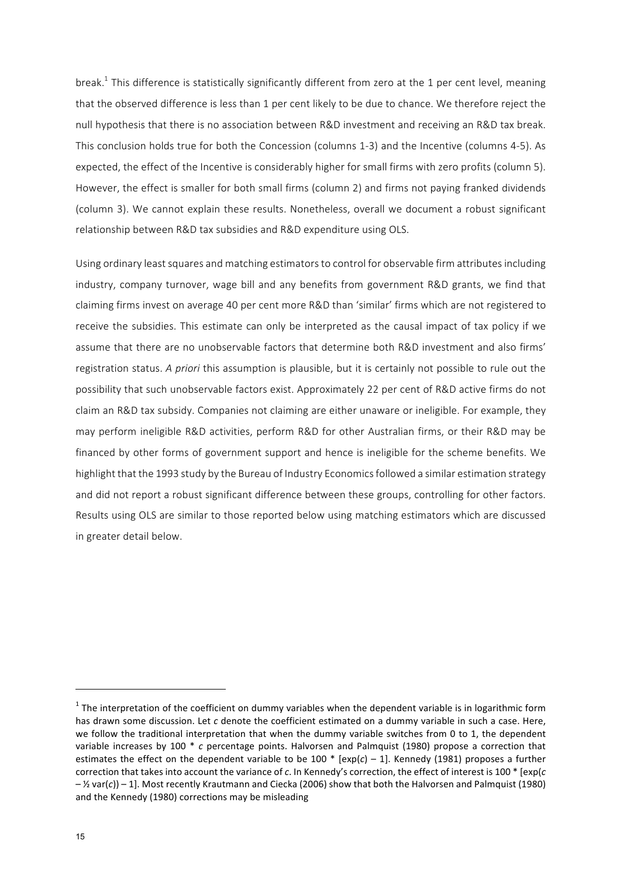break.[1] This difference is statistically significantly different from zero at the 1 per cent level, meaning that the observed difference is less than 1 per cent likely to be due to chance. We therefore reject the null hypothesis that there is no association between R&D investment and receiving an R&D tax break. This conclusion holds true for both the Concession (columns 1-3) and the Incentive (columns 4-5). As expected, the effect of the Incentive is considerably higher for small firms with zero profits (column 5). However, the effect is smaller for both small firms (column 2) and firms not paying franked dividends (column 3). We cannot explain these results. Nonetheless, overall we document a robust significant relationship between R&D tax subsidies and R&D expenditure using OLS.

Using ordinary least squares and matching estimators to control for observable firm attributes including industry, company turnover, wage bill and any benefits from government R&D grants, we find that claiming firms invest on average 40 per cent more R&D than 'similar' firms which are not registered to receive the subsidies. This estimate can only be interpreted as the causal impact of tax policy if we assume that there are no unobservable factors that determine both R&D investment and also firms' registration status. *A priori* this assumption is plausible, but it is certainly not possible to rule out the possibility that such unobservable factors exist. Approximately 22 per cent of R&D active firms do not claim an R&D tax subsidy. Companies not claiming are either unaware or ineligible. For example, they may perform ineligible R&D activities, perform R&D for other Australian firms, or their R&D may be financed by other forms of government support and hence is ineligible for the scheme benefits. We highlight that the 1993 study by the Bureau of Industry Economics followed a similar estimation strategy and did not report a robust significant difference between these groups, controlling for other factors. Results using OLS are similar to those reported below using matching estimators which are discussed in greater detail below.

---

[1] The interpretation of the coefficient on dummy variables when the dependent variable is in logarithmic form has drawn some discussion. Let $c$ denote the coefficient estimated on a dummy variable in such a case. Here, we follow the traditional interpretation that when the dummy variable switches from 0 to 1, the dependent variable increases by 100 * $c$ percentage points. Halvorsen and Palmquist (1980) propose a correction that estimates the effect on the dependent variable to be 100 * $[\exp(c) - 1]$. Kennedy (1981) proposes a further correction that takes into account the variance of $c$. In Kennedy's correction, the effect of interest is 100 * $[\exp(c - \frac{1}{2}\text{var}(c)) - 1]$. Most recently Krautmann and Ciecka (2006) show that both the Halvorsen and Palmquist (1980) and the Kennedy (1980) corrections may be misleading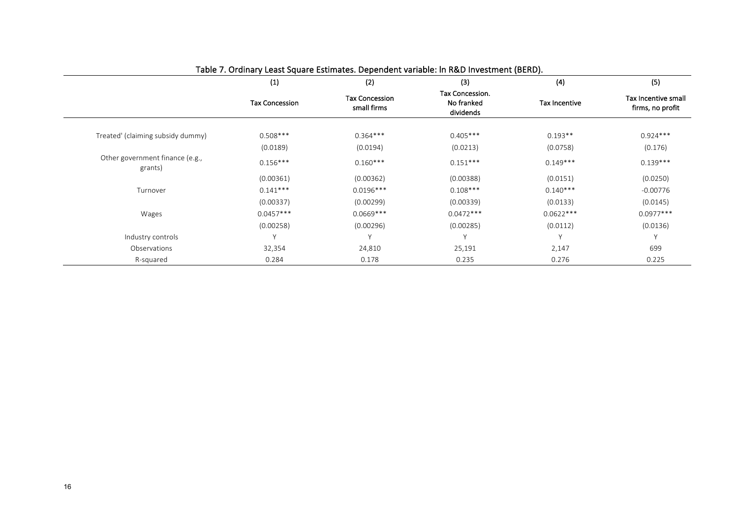Table 7. Ordinary Least Square Estimates. Dependent variable: ln R&D Investment (BERD).

| | (1) | (2) | (3) | (4) | (5) |
|---|---|---|---|---|---|
| | Tax Concession | Tax Concession small firms | Tax Concession. No franked dividends | Tax Incentive | Tax Incentive small firms, no profit |
| Treated' (claiming subsidy dummy) | 0.508*** | 0.364*** | 0.405*** | 0.193** | 0.924*** |
| | (0.0189) | (0.0194) | (0.0213) | (0.0758) | (0.176) |
| Other government finance (e.g., grants) | 0.156*** | 0.160*** | 0.151*** | 0.149*** | 0.139*** |
| | (0.00361) | (0.00362) | (0.00388) | (0.0151) | (0.0250) |
| Turnover | 0.141*** | 0.0196*** | 0.108*** | 0.140*** | -0.00776 |
| | (0.00337) | (0.00299) | (0.00339) | (0.0133) | (0.0145) |
| Wages | 0.0457*** | 0.0669*** | 0.0472*** | 0.0622*** | 0.0977*** |
| | (0.00258) | (0.00296) | (0.00285) | (0.0112) | (0.0136) |
| Industry controls | Y | Y | Y | Y | Y |
| Observations | 32,354 | 24,810 | 25,191 | 2,147 | 699 |
| R-squared | 0.284 | 0.178 | 0.235 | 0.276 | 0.225 |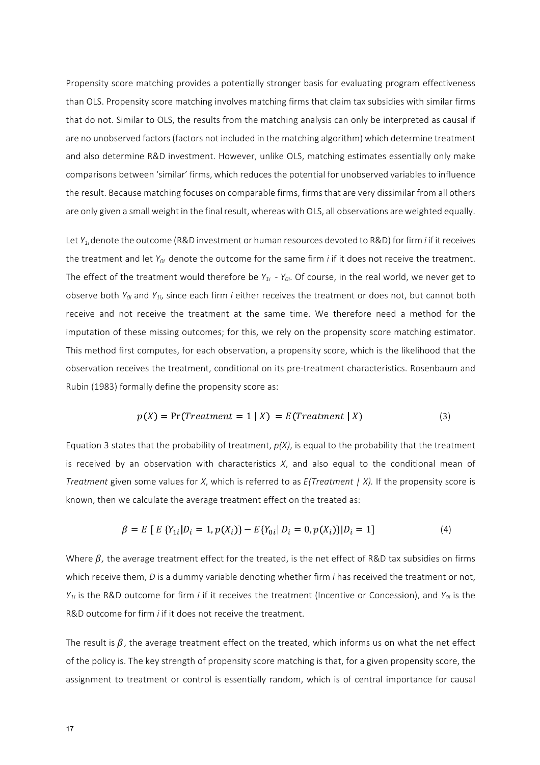Propensity score matching provides a potentially stronger basis for evaluating program effectiveness than OLS. Propensity score matching involves matching firms that claim tax subsidies with similar firms that do not. Similar to OLS, the results from the matching analysis can only be interpreted as causal if are no unobserved factors (factors not included in the matching algorithm) which determine treatment and also determine R&D investment. However, unlike OLS, matching estimates essentially only make comparisons between 'similar' firms, which reduces the potential for unobserved variables to influence the result. Because matching focuses on comparable firms, firms that are very dissimilar from all others are only given a small weight in the final result, whereas with OLS, all observations are weighted equally.

Let $Y_{1i}$ denote the outcome (R&D investment or human resources devoted to R&D) for firm *i* if it receives the treatment and let $Y_{0i}$ denote the outcome for the same firm *i* if it does not receive the treatment. The effect of the treatment would therefore be $Y_{1i} - Y_{0i}$. Of course, in the real world, we never get to observe both $Y_{0i}$ and $Y_{1i}$, since each firm *i* either receives the treatment or does not, but cannot both receive and not receive the treatment at the same time. We therefore need a method for the imputation of these missing outcomes; for this, we rely on the propensity score matching estimator. This method first computes, for each observation, a propensity score, which is the likelihood that the observation receives the treatment, conditional on its pre-treatment characteristics. Rosenbaum and Rubin (1983) formally define the propensity score as:

$$p(X) = \Pr(Treatment = 1 \mid X) = E(Treatment \mid X) \tag{3}$$

Equation 3 states that the probability of treatment, *p(X)*, is equal to the probability that the treatment is received by an observation with characteristics *X*, and also equal to the conditional mean of *Treatment* given some values for *X*, which is referred to as *E(Treatment | X).* If the propensity score is known, then we calculate the average treatment effect on the treated as:

$$\beta = E\ [\ E\ \{Y_{1i} | D_i = 1, p(X_i)\} - E\{Y_{0i} |\ D_i = 0, p(X_i)\} | D_i = 1] \tag{4}$$

Where $\beta$, the average treatment effect for the treated, is the net effect of R&D tax subsidies on firms which receive them, *D* is a dummy variable denoting whether firm *i* has received the treatment or not, $Y_{1i}$ is the R&D outcome for firm *i* if it receives the treatment (Incentive or Concession), and $Y_{0i}$ is the R&D outcome for firm *i* if it does not receive the treatment.

The result is $\beta$, the average treatment effect on the treated, which informs us on what the net effect of the policy is. The key strength of propensity score matching is that, for a given propensity score, the assignment to treatment or control is essentially random, which is of central importance for causal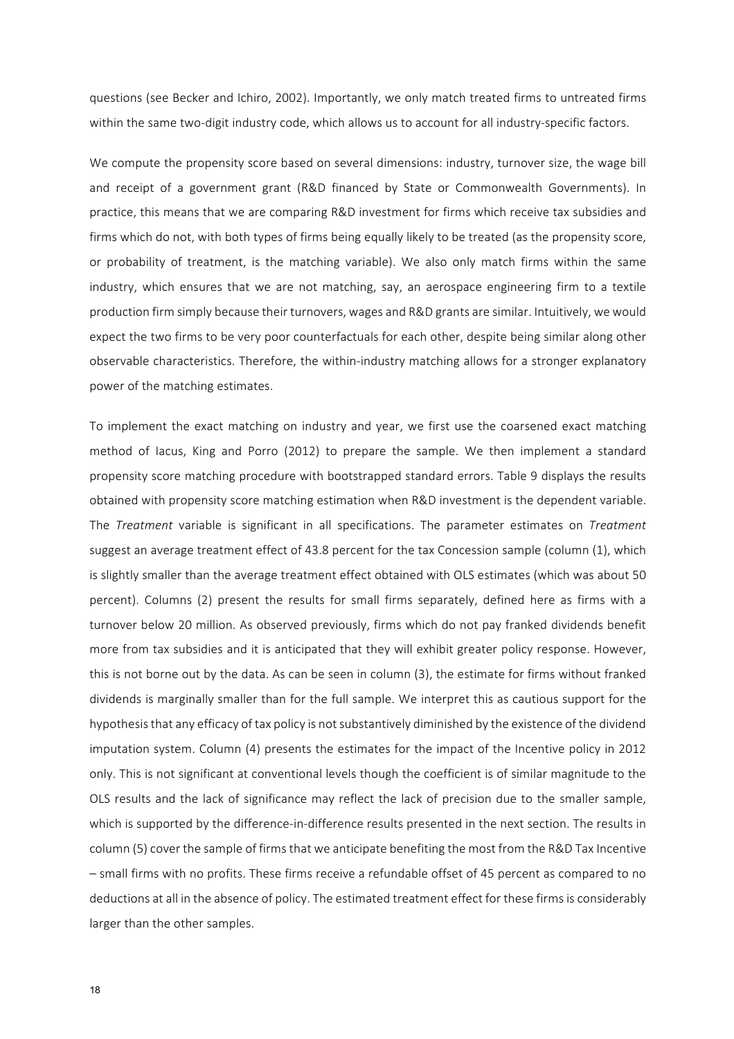questions (see Becker and Ichiro, 2002). Importantly, we only match treated firms to untreated firms within the same two-digit industry code, which allows us to account for all industry-specific factors.

We compute the propensity score based on several dimensions: industry, turnover size, the wage bill and receipt of a government grant (R&D financed by State or Commonwealth Governments). In practice, this means that we are comparing R&D investment for firms which receive tax subsidies and firms which do not, with both types of firms being equally likely to be treated (as the propensity score, or probability of treatment, is the matching variable). We also only match firms within the same industry, which ensures that we are not matching, say, an aerospace engineering firm to a textile production firm simply because their turnovers, wages and R&D grants are similar. Intuitively, we would expect the two firms to be very poor counterfactuals for each other, despite being similar along other observable characteristics. Therefore, the within-industry matching allows for a stronger explanatory power of the matching estimates.

To implement the exact matching on industry and year, we first use the coarsened exact matching method of Iacus, King and Porro (2012) to prepare the sample. We then implement a standard propensity score matching procedure with bootstrapped standard errors. Table 9 displays the results obtained with propensity score matching estimation when R&D investment is the dependent variable. The *Treatment* variable is significant in all specifications. The parameter estimates on *Treatment* suggest an average treatment effect of 43.8 percent for the tax Concession sample (column (1), which is slightly smaller than the average treatment effect obtained with OLS estimates (which was about 50 percent). Columns (2) present the results for small firms separately, defined here as firms with a turnover below 20 million. As observed previously, firms which do not pay franked dividends benefit more from tax subsidies and it is anticipated that they will exhibit greater policy response. However, this is not borne out by the data. As can be seen in column (3), the estimate for firms without franked dividends is marginally smaller than for the full sample. We interpret this as cautious support for the hypothesis that any efficacy of tax policy is not substantively diminished by the existence of the dividend imputation system. Column (4) presents the estimates for the impact of the Incentive policy in 2012 only. This is not significant at conventional levels though the coefficient is of similar magnitude to the OLS results and the lack of significance may reflect the lack of precision due to the smaller sample, which is supported by the difference-in-difference results presented in the next section. The results in column (5) cover the sample of firms that we anticipate benefiting the most from the R&D Tax Incentive – small firms with no profits. These firms receive a refundable offset of 45 percent as compared to no deductions at all in the absence of policy. The estimated treatment effect for these firms is considerably larger than the other samples.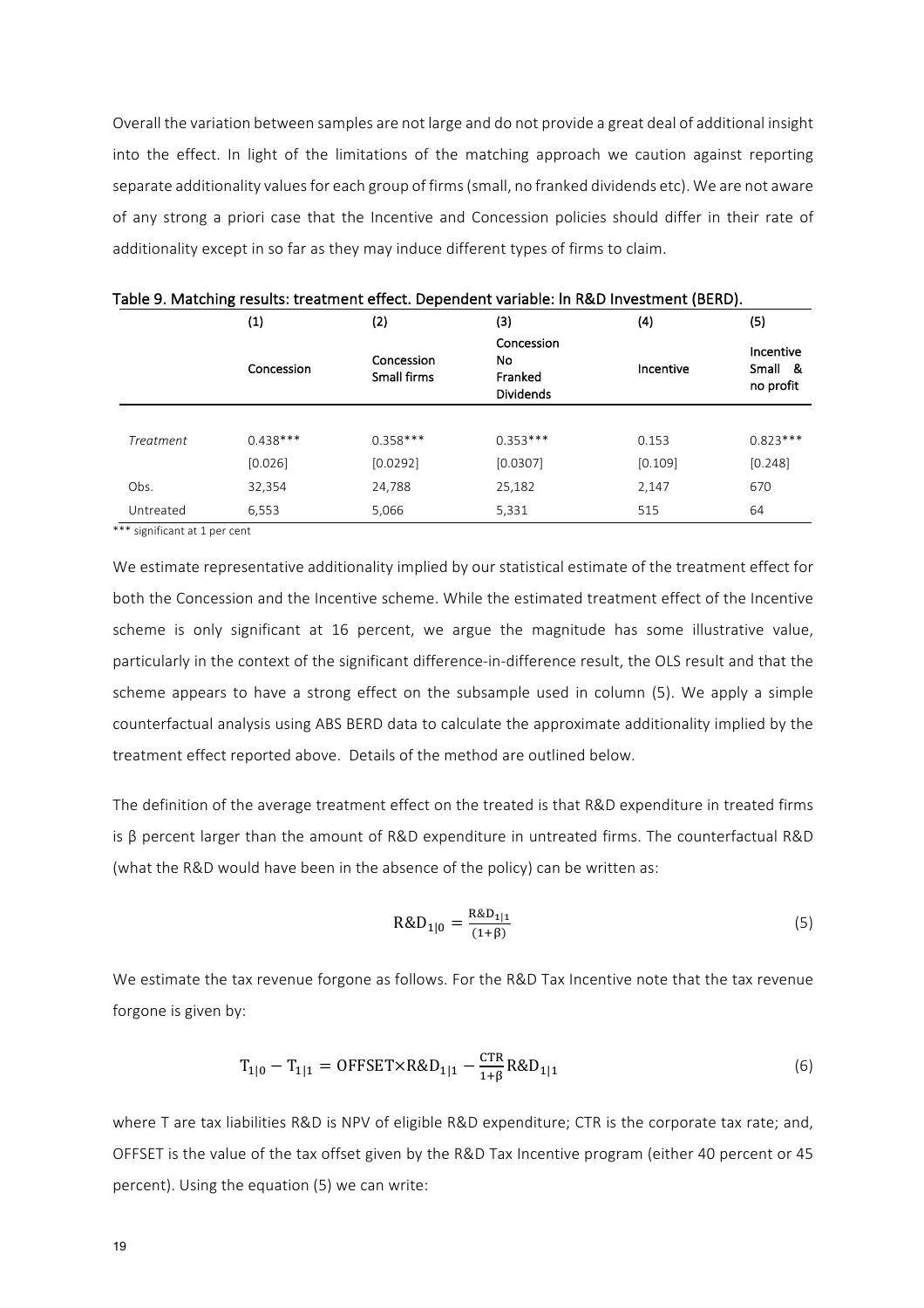Overall the variation between samples are not large and do not provide a great deal of additional insight into the effect. In light of the limitations of the matching approach we caution against reporting separate additionality values for each group of firms (small, no franked dividends etc). We are not aware of any strong a priori case that the Incentive and Concession policies should differ in their rate of additionality except in so far as they may induce different types of firms to claim.

**Table 9. Matching results: treatment effect. Dependent variable: ln R&D Investment (BERD).**

| | (1) | (2) | (3) | (4) | (5) |
|---|---|---|---|---|---|
| | Concession | Concession Small firms | Concession No Franked Dividends | Incentive | Incentive Small & no profit |
| *Treatment* | 0.438*** | 0.358*** | 0.353*** | 0.153 | 0.823*** |
| | [0.026] | [0.0292] | [0.0307] | [0.109] | [0.248] |
| Obs. | 32,354 | 24,788 | 25,182 | 2,147 | 670 |
| Untreated | 6,553 | 5,066 | 5,331 | 515 | 64 |

*** significant at 1 per cent

We estimate representative additionality implied by our statistical estimate of the treatment effect for both the Concession and the Incentive scheme. While the estimated treatment effect of the Incentive scheme is only significant at 16 percent, we argue the magnitude has some illustrative value, particularly in the context of the significant difference-in-difference result, the OLS result and that the scheme appears to have a strong effect on the subsample used in column (5). We apply a simple counterfactual analysis using ABS BERD data to calculate the approximate additionality implied by the treatment effect reported above. Details of the method are outlined below.

The definition of the average treatment effect on the treated is that R&D expenditure in treated firms is β percent larger than the amount of R&D expenditure in untreated firms. The counterfactual R&D (what the R&D would have been in the absence of the policy) can be written as:

$$\mathrm{R\&D}_{1|0} = \frac{\mathrm{R\&D}_{1|1}}{(1+\beta)} \tag{5}$$

We estimate the tax revenue forgone as follows. For the R&D Tax Incentive note that the tax revenue forgone is given by:

$$\mathrm{T}_{1|0} - \mathrm{T}_{1|1} = \mathrm{OFFSET} \times \mathrm{R\&D}_{1|1} - \frac{\mathrm{CTR}}{1+\beta}\mathrm{R\&D}_{1|1} \tag{6}$$

where T are tax liabilities R&D is NPV of eligible R&D expenditure; CTR is the corporate tax rate; and, OFFSET is the value of the tax offset given by the R&D Tax Incentive program (either 40 percent or 45 percent). Using the equation (5) we can write: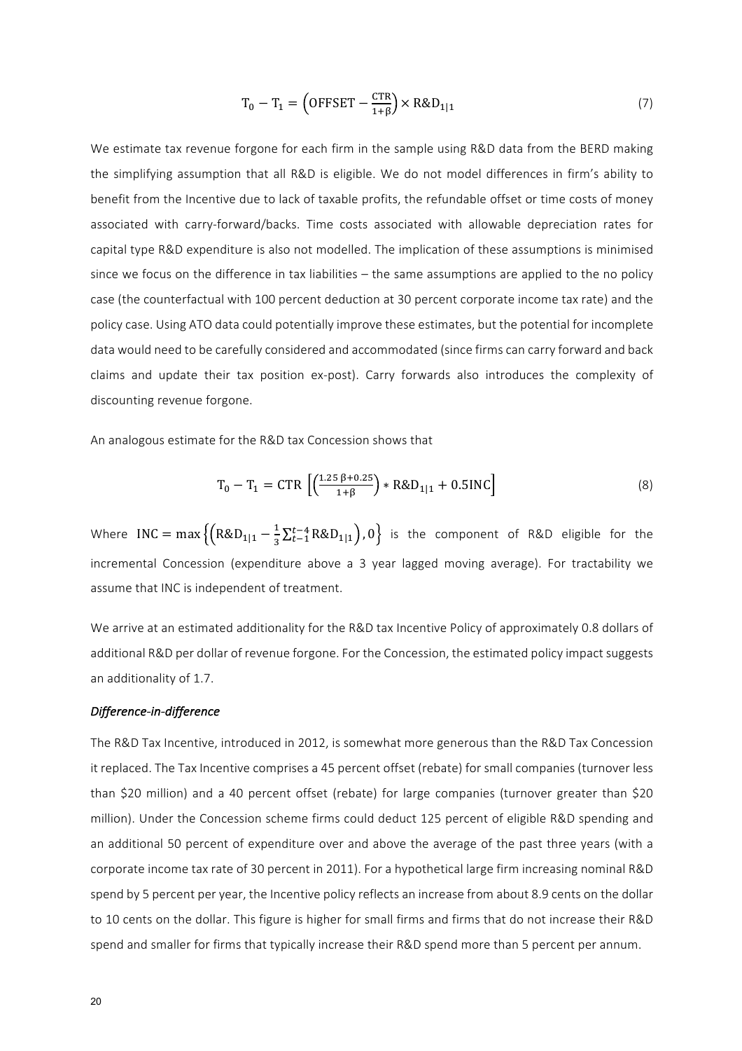$$\mathrm{T_0 - T_1 = \left(OFFSET - \frac{CTR}{1+\beta}\right) \times R\&D_{1|1}} \tag{7}$$

We estimate tax revenue forgone for each firm in the sample using R&D data from the BERD making the simplifying assumption that all R&D is eligible. We do not model differences in firm's ability to benefit from the Incentive due to lack of taxable profits, the refundable offset or time costs of money associated with carry-forward/backs. Time costs associated with allowable depreciation rates for capital type R&D expenditure is also not modelled. The implication of these assumptions is minimised since we focus on the difference in tax liabilities – the same assumptions are applied to the no policy case (the counterfactual with 100 percent deduction at 30 percent corporate income tax rate) and the policy case. Using ATO data could potentially improve these estimates, but the potential for incomplete data would need to be carefully considered and accommodated (since firms can carry forward and back claims and update their tax position ex-post). Carry forwards also introduces the complexity of discounting revenue forgone.

An analogous estimate for the R&D tax Concession shows that

$$\mathrm{T_0 - T_1 = CTR \left[\left(\frac{1.25\,\beta + 0.25}{1+\beta}\right) * R\&D_{1|1} + 0.5INC\right]} \tag{8}$$

Where $\mathrm{INC} = \max\left\{\left(\mathrm{R\&D_{1|1}} - \frac{1}{3}\sum_{t-1}^{t-4}\mathrm{R\&D_{1|1}}\right), 0\right\}$ is the component of R&D eligible for the incremental Concession (expenditure above a 3 year lagged moving average). For tractability we assume that INC is independent of treatment.

We arrive at an estimated additionality for the R&D tax Incentive Policy of approximately 0.8 dollars of additional R&D per dollar of revenue forgone. For the Concession, the estimated policy impact suggests an additionality of 1.7.

#### *Difference-in-difference*

The R&D Tax Incentive, introduced in 2012, is somewhat more generous than the R&D Tax Concession it replaced. The Tax Incentive comprises a 45 percent offset (rebate) for small companies (turnover less than \$20 million) and a 40 percent offset (rebate) for large companies (turnover greater than \$20 million). Under the Concession scheme firms could deduct 125 percent of eligible R&D spending and an additional 50 percent of expenditure over and above the average of the past three years (with a corporate income tax rate of 30 percent in 2011). For a hypothetical large firm increasing nominal R&D spend by 5 percent per year, the Incentive policy reflects an increase from about 8.9 cents on the dollar to 10 cents on the dollar. This figure is higher for small firms and firms that do not increase their R&D spend and smaller for firms that typically increase their R&D spend more than 5 percent per annum.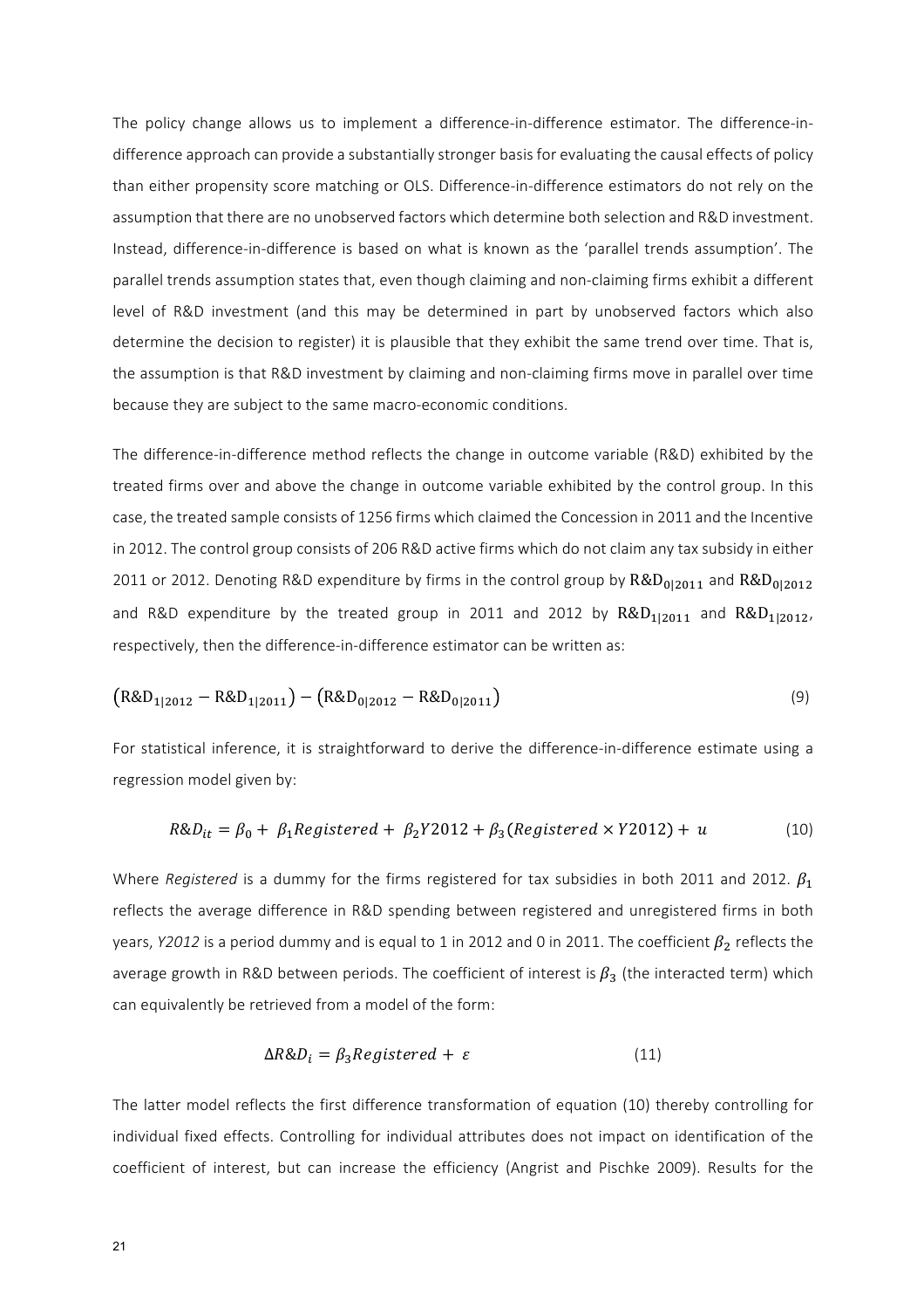The policy change allows us to implement a difference-in-difference estimator. The difference-in-difference approach can provide a substantially stronger basis for evaluating the causal effects of policy than either propensity score matching or OLS. Difference-in-difference estimators do not rely on the assumption that there are no unobserved factors which determine both selection and R&D investment. Instead, difference-in-difference is based on what is known as the 'parallel trends assumption'. The parallel trends assumption states that, even though claiming and non-claiming firms exhibit a different level of R&D investment (and this may be determined in part by unobserved factors which also determine the decision to register) it is plausible that they exhibit the same trend over time. That is, the assumption is that R&D investment by claiming and non-claiming firms move in parallel over time because they are subject to the same macro-economic conditions.

The difference-in-difference method reflects the change in outcome variable (R&D) exhibited by the treated firms over and above the change in outcome variable exhibited by the control group. In this case, the treated sample consists of 1256 firms which claimed the Concession in 2011 and the Incentive in 2012. The control group consists of 206 R&D active firms which do not claim any tax subsidy in either 2011 or 2012. Denoting R&D expenditure by firms in the control group by $\mathrm{R\&D}_{0|2011}$ and $\mathrm{R\&D}_{0|2012}$ and R&D expenditure by the treated group in 2011 and 2012 by $\mathrm{R\&D}_{1|2011}$ and $\mathrm{R\&D}_{1|2012}$, respectively, then the difference-in-difference estimator can be written as:

$$\left(\mathrm{R\&D}_{1|2012} - \mathrm{R\&D}_{1|2011}\right) - \left(\mathrm{R\&D}_{0|2012} - \mathrm{R\&D}_{0|2011}\right) \tag{9}$$

For statistical inference, it is straightforward to derive the difference-in-difference estimate using a regression model given by:

$$R\&D_{it} = \beta_0 + \beta_1 Registered + \beta_2 Y2012 + \beta_3 (Registered \times Y2012) + u \tag{10}$$

Where *Registered* is a dummy for the firms registered for tax subsidies in both 2011 and 2012. $\beta_1$ reflects the average difference in R&D spending between registered and unregistered firms in both years, *Y2012* is a period dummy and is equal to 1 in 2012 and 0 in 2011. The coefficient $\beta_2$ reflects the average growth in R&D between periods. The coefficient of interest is $\beta_3$ (the interacted term) which can equivalently be retrieved from a model of the form:

$$\Delta R\&D_i = \beta_3 Registered + \varepsilon \tag{11}$$

The latter model reflects the first difference transformation of equation (10) thereby controlling for individual fixed effects. Controlling for individual attributes does not impact on identification of the coefficient of interest, but can increase the efficiency (Angrist and Pischke 2009). Results for the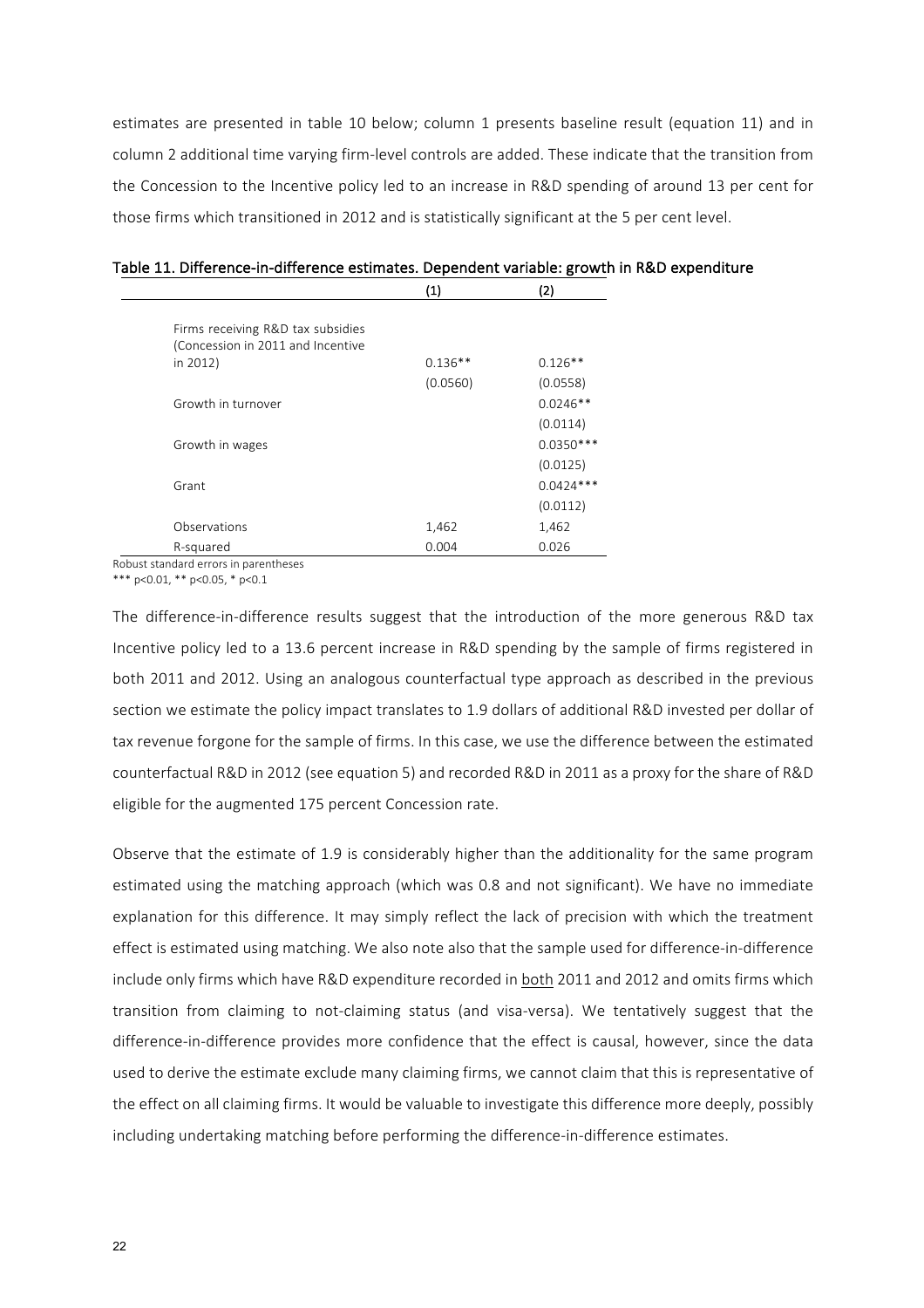estimates are presented in table 10 below; column 1 presents baseline result (equation 11) and in column 2 additional time varying firm-level controls are added. These indicate that the transition from the Concession to the Incentive policy led to an increase in R&D spending of around 13 per cent for those firms which transitioned in 2012 and is statistically significant at the 5 per cent level.

**Table 11. Difference-in-difference estimates. Dependent variable: growth in R&D expenditure**

| | (1) | (2) |
|---|---|---|
| Firms receiving R&D tax subsidies (Concession in 2011 and Incentive in 2012) | 0.136** | 0.126** |
| | (0.0560) | (0.0558) |
| Growth in turnover | | 0.0246** |
| | | (0.0114) |
| Growth in wages | | 0.0350*** |
| | | (0.0125) |
| Grant | | 0.0424*** |
| | | (0.0112) |
| Observations | 1,462 | 1,462 |
| R-squared | 0.004 | 0.026 |

Robust standard errors in parentheses
*** p<0.01, ** p<0.05, * p<0.1

The difference-in-difference results suggest that the introduction of the more generous R&D tax Incentive policy led to a 13.6 percent increase in R&D spending by the sample of firms registered in both 2011 and 2012. Using an analogous counterfactual type approach as described in the previous section we estimate the policy impact translates to 1.9 dollars of additional R&D invested per dollar of tax revenue forgone for the sample of firms. In this case, we use the difference between the estimated counterfactual R&D in 2012 (see equation 5) and recorded R&D in 2011 as a proxy for the share of R&D eligible for the augmented 175 percent Concession rate.

Observe that the estimate of 1.9 is considerably higher than the additionality for the same program estimated using the matching approach (which was 0.8 and not significant). We have no immediate explanation for this difference. It may simply reflect the lack of precision with which the treatment effect is estimated using matching. We also note also that the sample used for difference-in-difference include only firms which have R&D expenditure recorded in both 2011 and 2012 and omits firms which transition from claiming to not-claiming status (and visa-versa). We tentatively suggest that the difference-in-difference provides more confidence that the effect is causal, however, since the data used to derive the estimate exclude many claiming firms, we cannot claim that this is representative of the effect on all claiming firms. It would be valuable to investigate this difference more deeply, possibly including undertaking matching before performing the difference-in-difference estimates.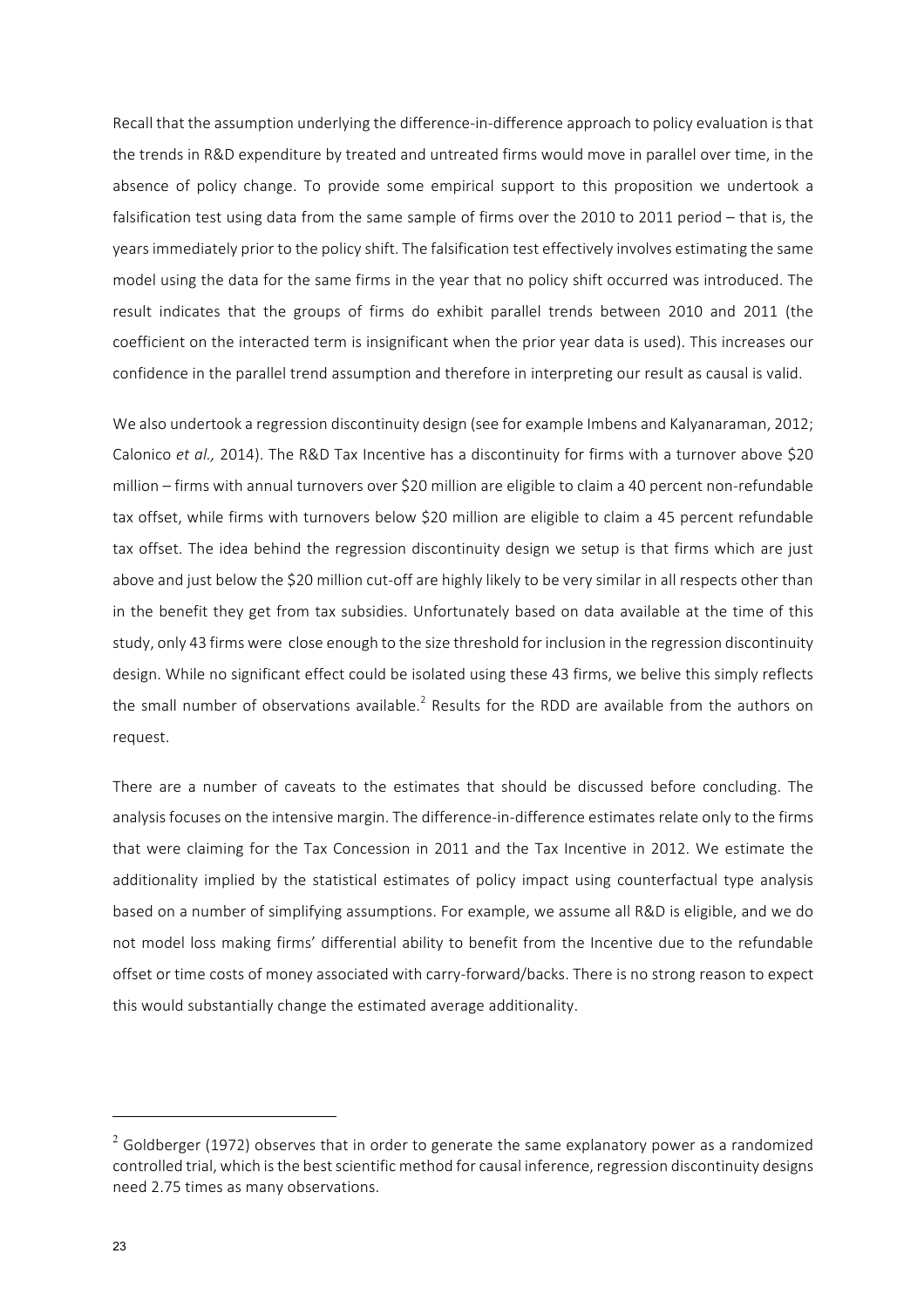Recall that the assumption underlying the difference-in-difference approach to policy evaluation is that the trends in R&D expenditure by treated and untreated firms would move in parallel over time, in the absence of policy change. To provide some empirical support to this proposition we undertook a falsification test using data from the same sample of firms over the 2010 to 2011 period – that is, the years immediately prior to the policy shift. The falsification test effectively involves estimating the same model using the data for the same firms in the year that no policy shift occurred was introduced. The result indicates that the groups of firms do exhibit parallel trends between 2010 and 2011 (the coefficient on the interacted term is insignificant when the prior year data is used). This increases our confidence in the parallel trend assumption and therefore in interpreting our result as causal is valid.

We also undertook a regression discontinuity design (see for example Imbens and Kalyanaraman, 2012; Calonico *et al.,* 2014). The R&D Tax Incentive has a discontinuity for firms with a turnover above $20 million – firms with annual turnovers over $20 million are eligible to claim a 40 percent non-refundable tax offset, while firms with turnovers below $20 million are eligible to claim a 45 percent refundable tax offset. The idea behind the regression discontinuity design we setup is that firms which are just above and just below the $20 million cut-off are highly likely to be very similar in all respects other than in the benefit they get from tax subsidies. Unfortunately based on data available at the time of this study, only 43 firms were close enough to the size threshold for inclusion in the regression discontinuity design. While no significant effect could be isolated using these 43 firms, we belive this simply reflects the small number of observations available.[2] Results for the RDD are available from the authors on request.

There are a number of caveats to the estimates that should be discussed before concluding. The analysis focuses on the intensive margin. The difference-in-difference estimates relate only to the firms that were claiming for the Tax Concession in 2011 and the Tax Incentive in 2012. We estimate the additionality implied by the statistical estimates of policy impact using counterfactual type analysis based on a number of simplifying assumptions. For example, we assume all R&D is eligible, and we do not model loss making firms' differential ability to benefit from the Incentive due to the refundable offset or time costs of money associated with carry-forward/backs. There is no strong reason to expect this would substantially change the estimated average additionality.

---

[2] Goldberger (1972) observes that in order to generate the same explanatory power as a randomized controlled trial, which is the best scientific method for causal inference, regression discontinuity designs need 2.75 times as many observations.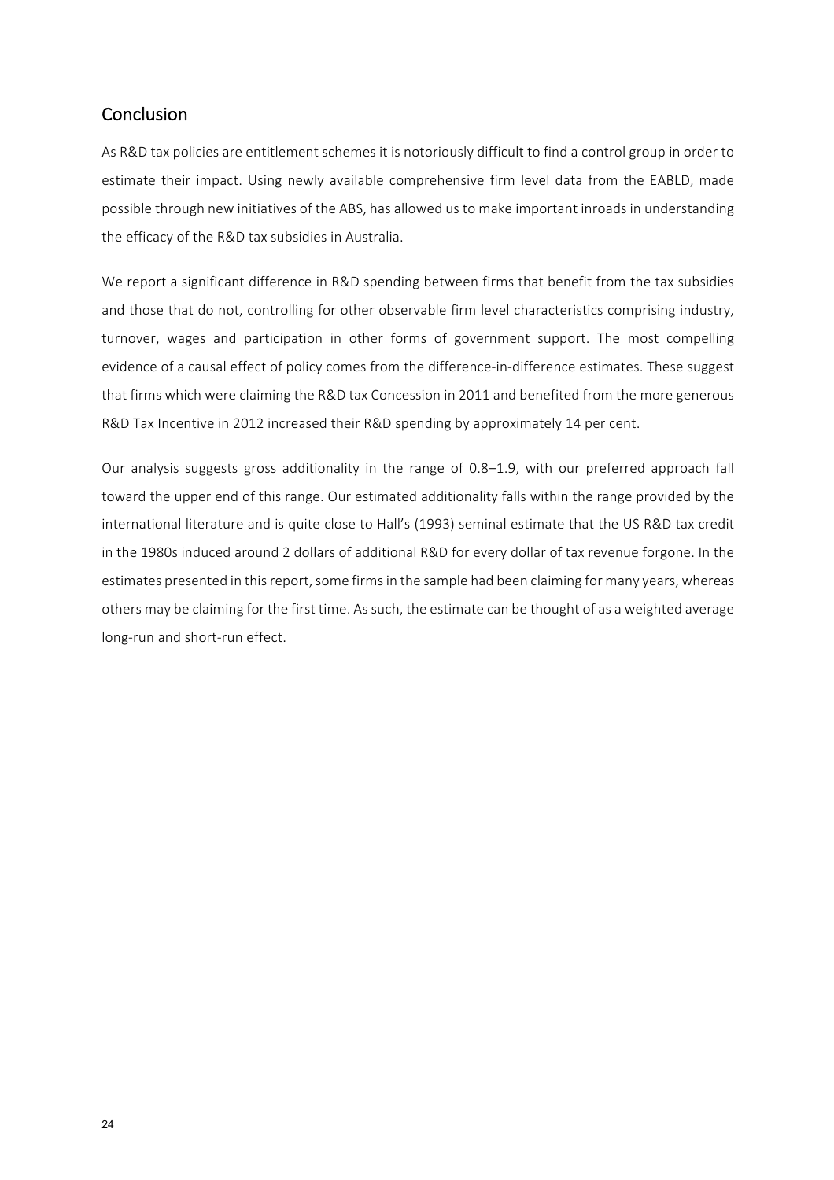## Conclusion

As R&D tax policies are entitlement schemes it is notoriously difficult to find a control group in order to estimate their impact. Using newly available comprehensive firm level data from the EABLD, made possible through new initiatives of the ABS, has allowed us to make important inroads in understanding the efficacy of the R&D tax subsidies in Australia.

We report a significant difference in R&D spending between firms that benefit from the tax subsidies and those that do not, controlling for other observable firm level characteristics comprising industry, turnover, wages and participation in other forms of government support. The most compelling evidence of a causal effect of policy comes from the difference-in-difference estimates. These suggest that firms which were claiming the R&D tax Concession in 2011 and benefited from the more generous R&D Tax Incentive in 2012 increased their R&D spending by approximately 14 per cent.

Our analysis suggests gross additionality in the range of 0.8–1.9, with our preferred approach fall toward the upper end of this range. Our estimated additionality falls within the range provided by the international literature and is quite close to Hall's (1993) seminal estimate that the US R&D tax credit in the 1980s induced around 2 dollars of additional R&D for every dollar of tax revenue forgone. In the estimates presented in this report, some firms in the sample had been claiming for many years, whereas others may be claiming for the first time. As such, the estimate can be thought of as a weighted average long-run and short-run effect.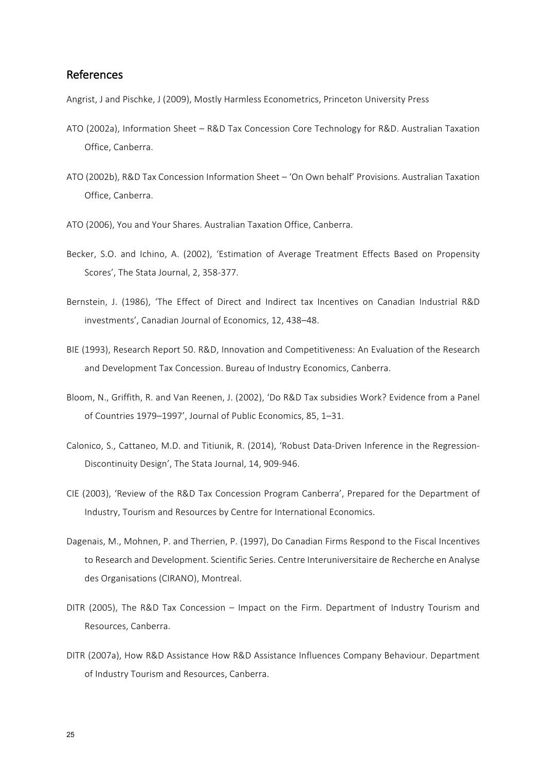## References

Angrist, J and Pischke, J (2009), Mostly Harmless Econometrics, Princeton University Press

ATO (2002a), Information Sheet – R&D Tax Concession Core Technology for R&D. Australian Taxation Office, Canberra.

ATO (2002b), R&D Tax Concession Information Sheet – 'On Own behalf' Provisions. Australian Taxation Office, Canberra.

ATO (2006), You and Your Shares. Australian Taxation Office, Canberra.

Becker, S.O. and Ichino, A. (2002), 'Estimation of Average Treatment Effects Based on Propensity Scores', The Stata Journal, 2, 358-377.

Bernstein, J. (1986), 'The Effect of Direct and Indirect tax Incentives on Canadian Industrial R&D investments', Canadian Journal of Economics, 12, 438–48.

BIE (1993), Research Report 50. R&D, Innovation and Competitiveness: An Evaluation of the Research and Development Tax Concession. Bureau of Industry Economics, Canberra.

Bloom, N., Griffith, R. and Van Reenen, J. (2002), 'Do R&D Tax subsidies Work? Evidence from a Panel of Countries 1979–1997', Journal of Public Economics, 85, 1–31.

Calonico, S., Cattaneo, M.D. and Titiunik, R. (2014), 'Robust Data-Driven Inference in the Regression-Discontinuity Design', The Stata Journal, 14, 909-946.

CIE (2003), 'Review of the R&D Tax Concession Program Canberra', Prepared for the Department of Industry, Tourism and Resources by Centre for International Economics.

Dagenais, M., Mohnen, P. and Therrien, P. (1997), Do Canadian Firms Respond to the Fiscal Incentives to Research and Development. Scientific Series. Centre Interuniversitaire de Recherche en Analyse des Organisations (CIRANO), Montreal.

DITR (2005), The R&D Tax Concession – Impact on the Firm. Department of Industry Tourism and Resources, Canberra.

DITR (2007a), How R&D Assistance How R&D Assistance Influences Company Behaviour. Department of Industry Tourism and Resources, Canberra.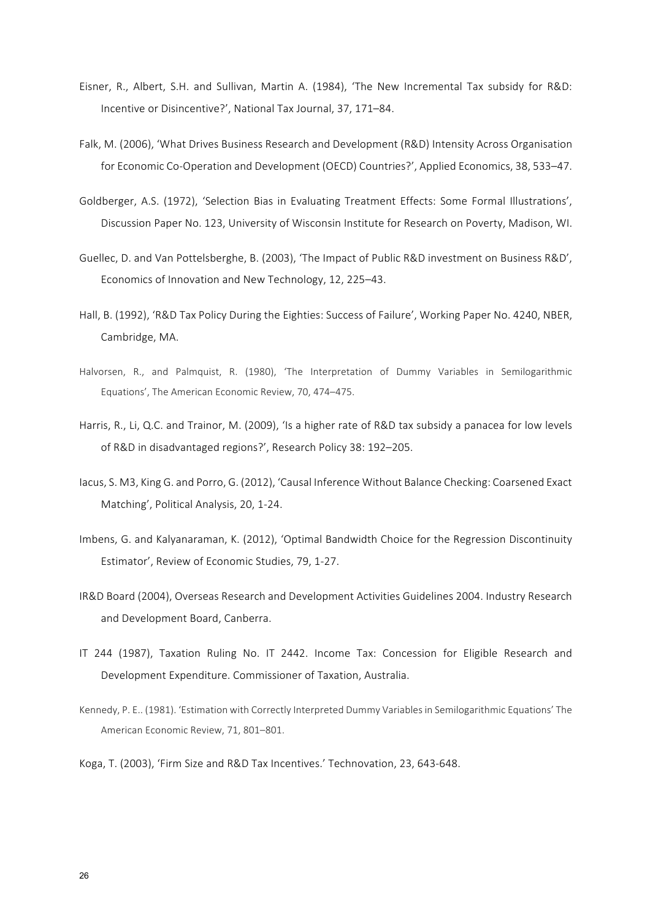Eisner, R., Albert, S.H. and Sullivan, Martin A. (1984), 'The New Incremental Tax subsidy for R&D: Incentive or Disincentive?', National Tax Journal, 37, 171–84.

Falk, M. (2006), 'What Drives Business Research and Development (R&D) Intensity Across Organisation for Economic Co-Operation and Development (OECD) Countries?', Applied Economics, 38, 533–47.

Goldberger, A.S. (1972), 'Selection Bias in Evaluating Treatment Effects: Some Formal Illustrations', Discussion Paper No. 123, University of Wisconsin Institute for Research on Poverty, Madison, WI.

Guellec, D. and Van Pottelsberghe, B. (2003), 'The Impact of Public R&D investment on Business R&D', Economics of Innovation and New Technology, 12, 225–43.

Hall, B. (1992), 'R&D Tax Policy During the Eighties: Success of Failure', Working Paper No. 4240, NBER, Cambridge, MA.

Halvorsen, R., and Palmquist, R. (1980), 'The Interpretation of Dummy Variables in Semilogarithmic Equations', The American Economic Review, 70, 474–475.

Harris, R., Li, Q.C. and Trainor, M. (2009), 'Is a higher rate of R&D tax subsidy a panacea for low levels of R&D in disadvantaged regions?', Research Policy 38: 192–205.

Iacus, S. M3, King G. and Porro, G. (2012), 'Causal Inference Without Balance Checking: Coarsened Exact Matching', Political Analysis, 20, 1-24.

Imbens, G. and Kalyanaraman, K. (2012), 'Optimal Bandwidth Choice for the Regression Discontinuity Estimator', Review of Economic Studies, 79, 1-27.

IR&D Board (2004), Overseas Research and Development Activities Guidelines 2004. Industry Research and Development Board, Canberra.

IT 244 (1987), Taxation Ruling No. IT 2442. Income Tax: Concession for Eligible Research and Development Expenditure. Commissioner of Taxation, Australia.

Kennedy, P. E.. (1981). 'Estimation with Correctly Interpreted Dummy Variables in Semilogarithmic Equations' The American Economic Review, 71, 801–801.

Koga, T. (2003), 'Firm Size and R&D Tax Incentives.' Technovation, 23, 643-648.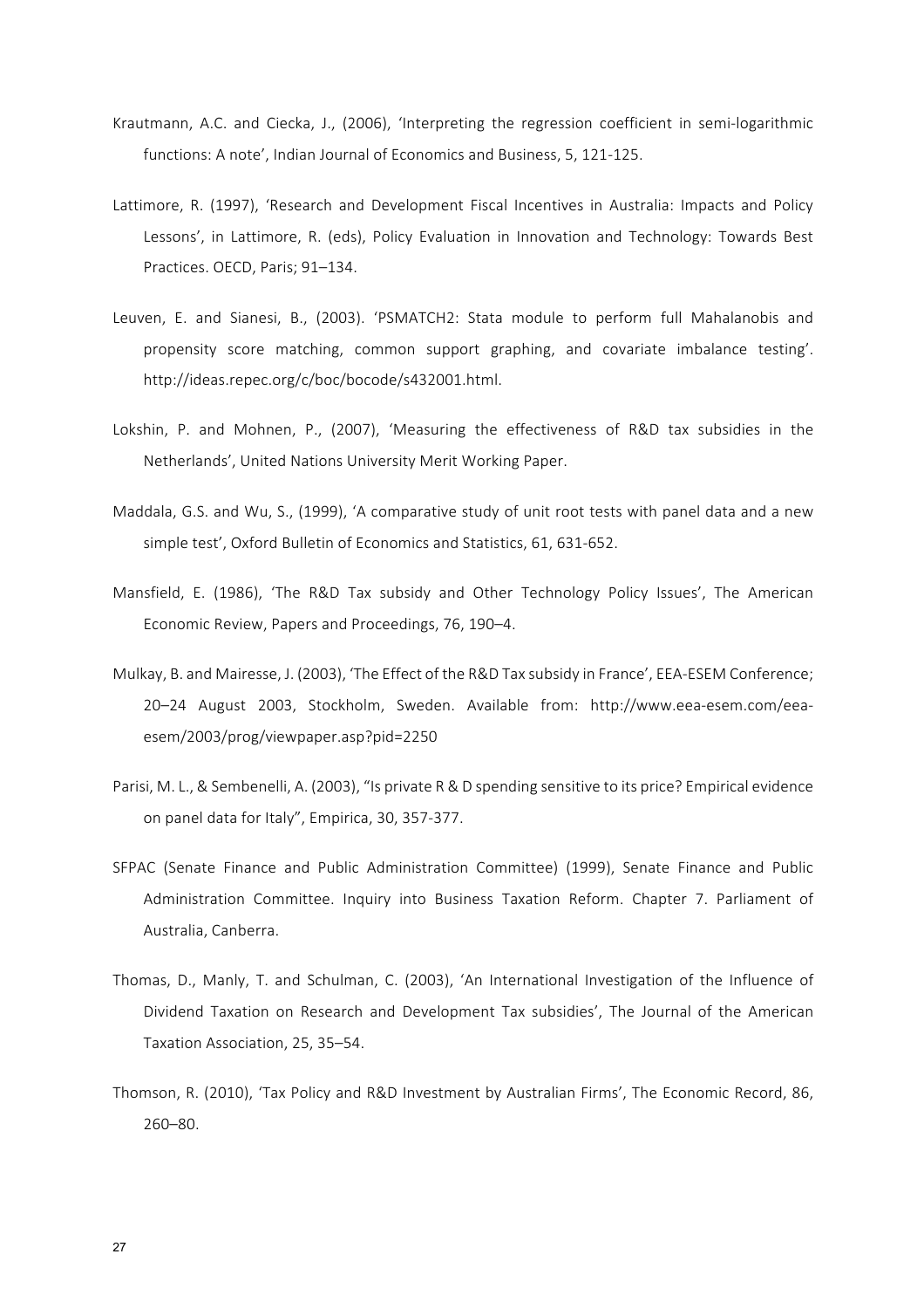Krautmann, A.C. and Ciecka, J., (2006), 'Interpreting the regression coefficient in semi-logarithmic functions: A note', Indian Journal of Economics and Business, 5, 121-125.

Lattimore, R. (1997), 'Research and Development Fiscal Incentives in Australia: Impacts and Policy Lessons', in Lattimore, R. (eds), Policy Evaluation in Innovation and Technology: Towards Best Practices. OECD, Paris; 91–134.

Leuven, E. and Sianesi, B., (2003). 'PSMATCH2: Stata module to perform full Mahalanobis and propensity score matching, common support graphing, and covariate imbalance testing'. http://ideas.repec.org/c/boc/bocode/s432001.html.

Lokshin, P. and Mohnen, P., (2007), 'Measuring the effectiveness of R&D tax subsidies in the Netherlands', United Nations University Merit Working Paper.

Maddala, G.S. and Wu, S., (1999), 'A comparative study of unit root tests with panel data and a new simple test', Oxford Bulletin of Economics and Statistics, 61, 631-652.

Mansfield, E. (1986), 'The R&D Tax subsidy and Other Technology Policy Issues', The American Economic Review, Papers and Proceedings, 76, 190–4.

Mulkay, B. and Mairesse, J. (2003), 'The Effect of the R&D Tax subsidy in France', EEA-ESEM Conference; 20–24 August 2003, Stockholm, Sweden. Available from: http://www.eea-esem.com/eea-esem/2003/prog/viewpaper.asp?pid=2250

Parisi, M. L., & Sembenelli, A. (2003), "Is private R & D spending sensitive to its price? Empirical evidence on panel data for Italy", Empirica, 30, 357-377.

SFPAC (Senate Finance and Public Administration Committee) (1999), Senate Finance and Public Administration Committee. Inquiry into Business Taxation Reform. Chapter 7. Parliament of Australia, Canberra.

Thomas, D., Manly, T. and Schulman, C. (2003), 'An International Investigation of the Influence of Dividend Taxation on Research and Development Tax subsidies', The Journal of the American Taxation Association, 25, 35–54.

Thomson, R. (2010), 'Tax Policy and R&D Investment by Australian Firms', The Economic Record, 86, 260–80.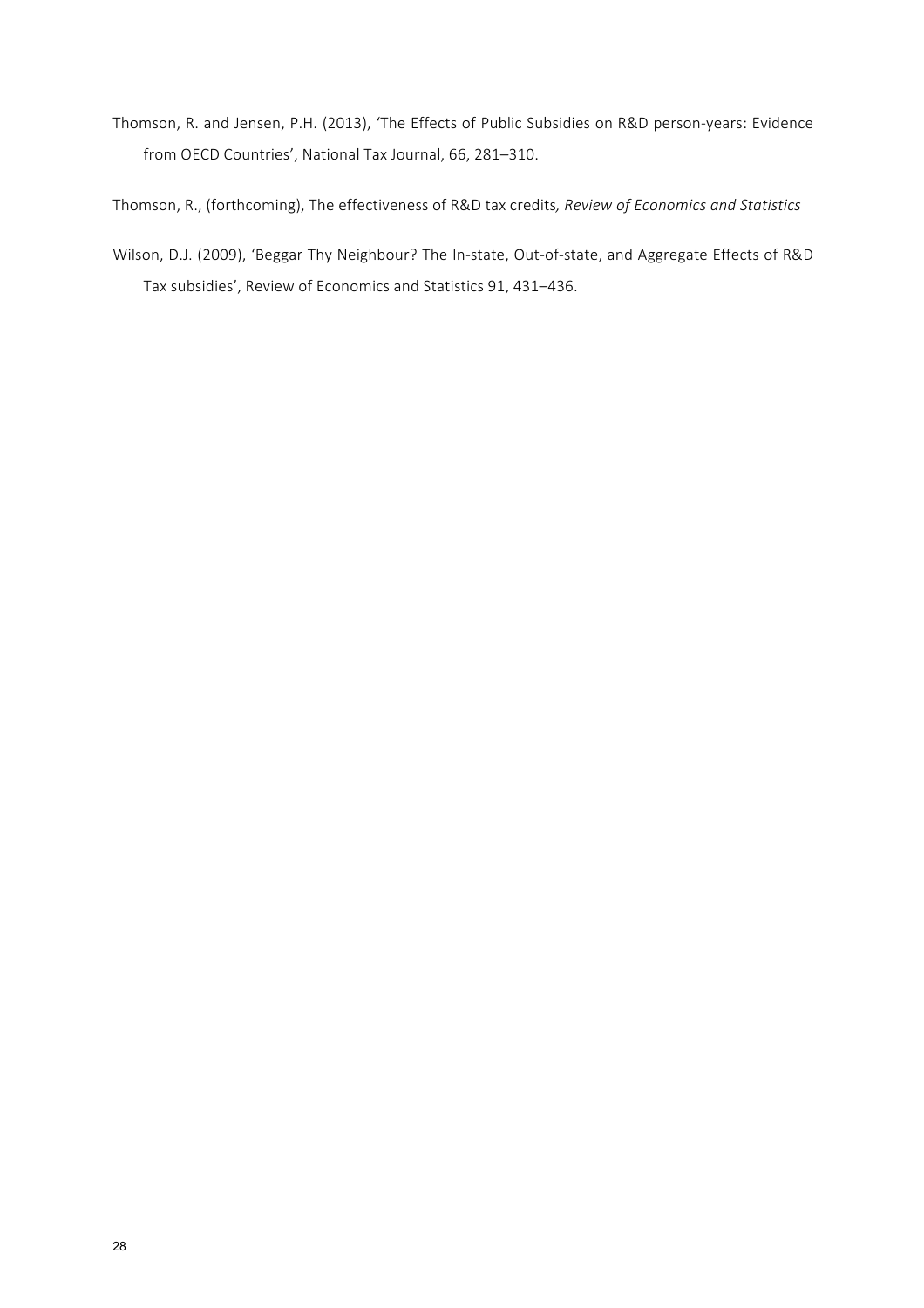Thomson, R. and Jensen, P.H. (2013), 'The Effects of Public Subsidies on R&D person-years: Evidence from OECD Countries', National Tax Journal, 66, 281–310.

Thomson, R., (forthcoming), The effectiveness of R&D tax credits*, Review of Economics and Statistics*

Wilson, D.J. (2009), 'Beggar Thy Neighbour? The In-state, Out-of-state, and Aggregate Effects of R&D Tax subsidies', Review of Economics and Statistics 91, 431–436.